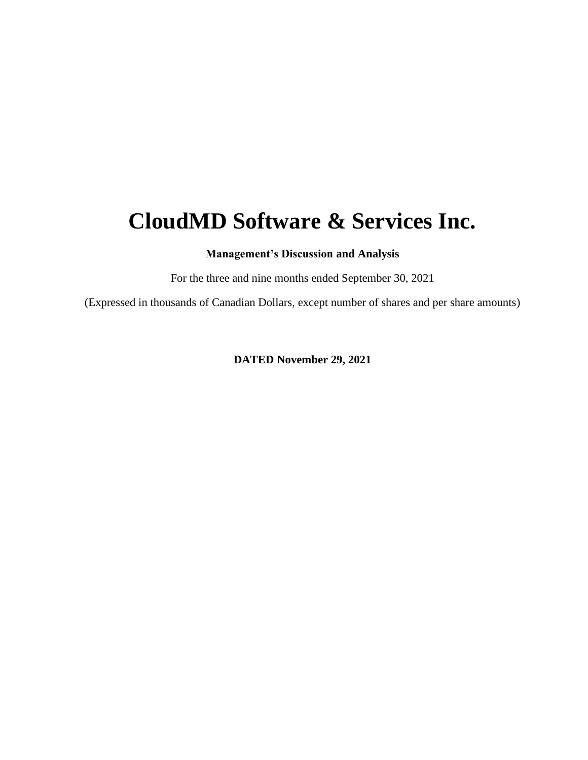# CloudMD Software & Services Inc.

**Management's Discussion and Analysis**

For the three and nine months ended September 30, 2021

(Expressed in thousands of Canadian Dollars, except number of shares and per share amounts)

**DATED November 29, 2021**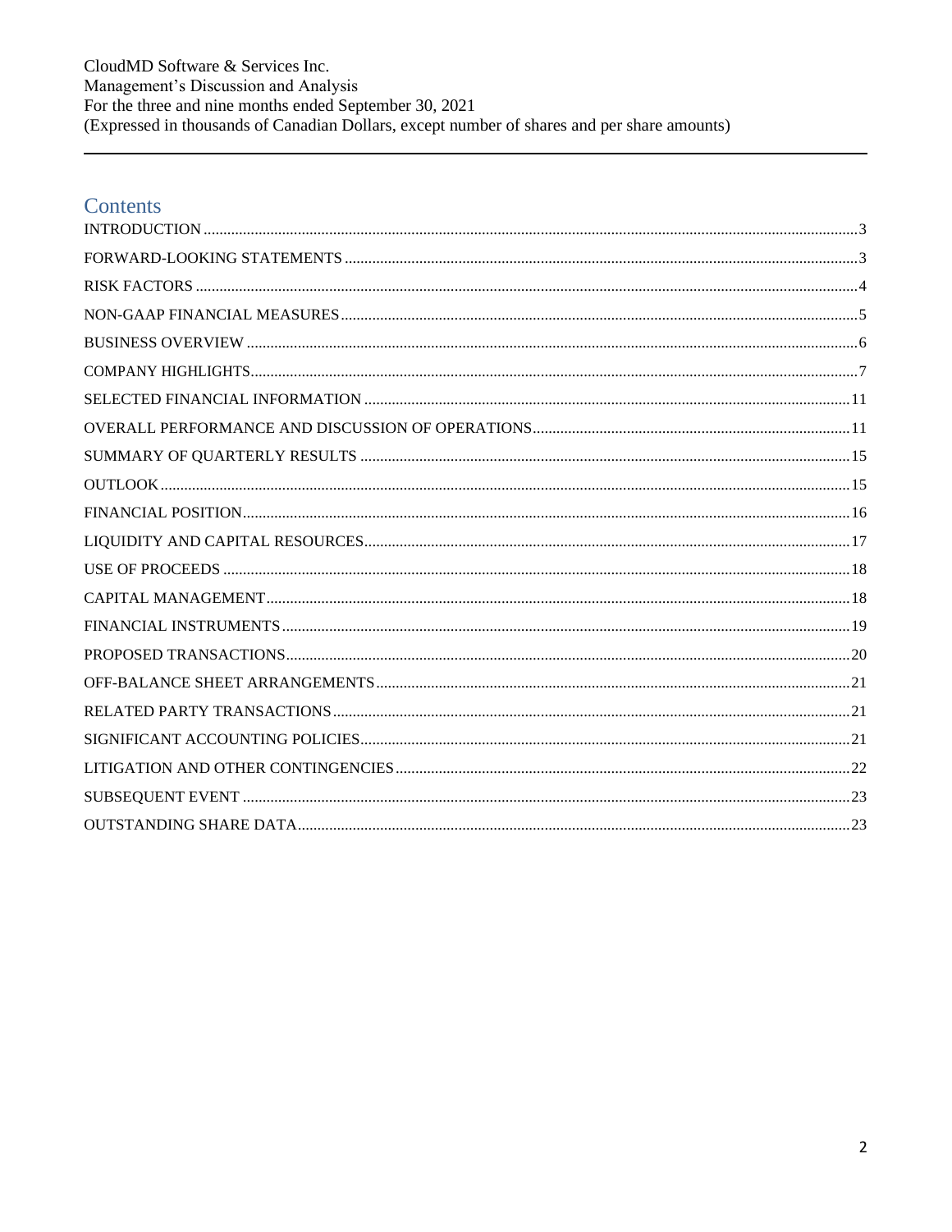CloudMD Software & Services Inc.
Management's Discussion and Analysis
For the three and nine months ended September 30, 2021
(Expressed in thousands of Canadian Dollars, except number of shares and per share amounts)

## Contents

| Section | Page |
|---|---|
| INTRODUCTION | 3 |
| FORWARD-LOOKING STATEMENTS | 3 |
| RISK FACTORS | 4 |
| NON-GAAP FINANCIAL MEASURES | 5 |
| BUSINESS OVERVIEW | 6 |
| COMPANY HIGHLIGHTS | 7 |
| SELECTED FINANCIAL INFORMATION | 11 |
| OVERALL PERFORMANCE AND DISCUSSION OF OPERATIONS | 11 |
| SUMMARY OF QUARTERLY RESULTS | 15 |
| OUTLOOK | 15 |
| FINANCIAL POSITION | 16 |
| LIQUIDITY AND CAPITAL RESOURCES | 17 |
| USE OF PROCEEDS | 18 |
| CAPITAL MANAGEMENT | 18 |
| FINANCIAL INSTRUMENTS | 19 |
| PROPOSED TRANSACTIONS | 20 |
| OFF-BALANCE SHEET ARRANGEMENTS | 21 |
| RELATED PARTY TRANSACTIONS | 21 |
| SIGNIFICANT ACCOUNTING POLICIES | 21 |
| LITIGATION AND OTHER CONTINGENCIES | 22 |
| SUBSEQUENT EVENT | 23 |
| OUTSTANDING SHARE DATA | 23 |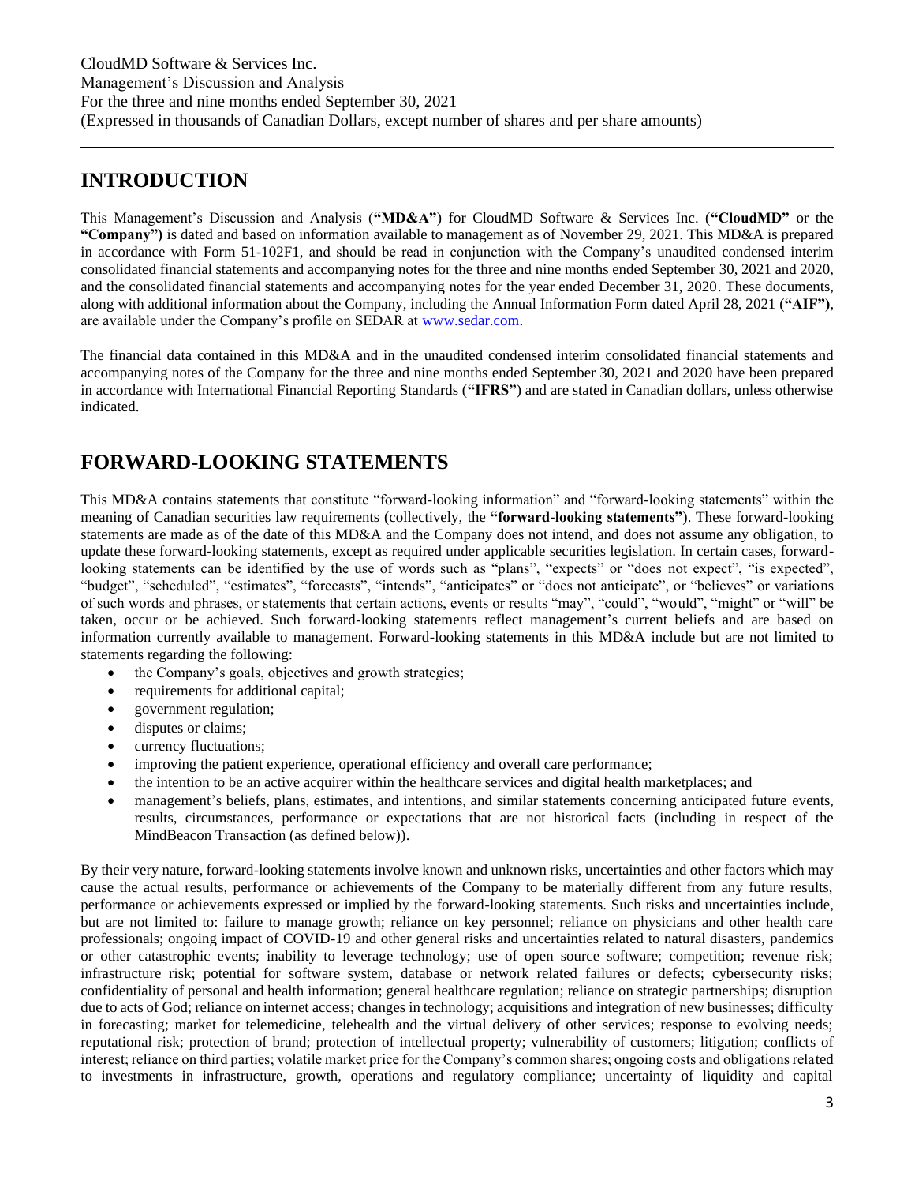# INTRODUCTION

This Management's Discussion and Analysis (**"MD&A"**) for CloudMD Software & Services Inc. (**"CloudMD"** or the **"Company"**) is dated and based on information available to management as of November 29, 2021. This MD&A is prepared in accordance with Form 51-102F1, and should be read in conjunction with the Company's unaudited condensed interim consolidated financial statements and accompanying notes for the three and nine months ended September 30, 2021 and 2020, and the consolidated financial statements and accompanying notes for the year ended December 31, 2020. These documents, along with additional information about the Company, including the Annual Information Form dated April 28, 2021 (**"AIF"**), are available under the Company's profile on SEDAR at www.sedar.com.

The financial data contained in this MD&A and in the unaudited condensed interim consolidated financial statements and accompanying notes of the Company for the three and nine months ended September 30, 2021 and 2020 have been prepared in accordance with International Financial Reporting Standards (**"IFRS"**) and are stated in Canadian dollars, unless otherwise indicated.

# FORWARD-LOOKING STATEMENTS

This MD&A contains statements that constitute "forward-looking information" and "forward-looking statements" within the meaning of Canadian securities law requirements (collectively, the **"forward-looking statements"**). These forward-looking statements are made as of the date of this MD&A and the Company does not intend, and does not assume any obligation, to update these forward-looking statements, except as required under applicable securities legislation. In certain cases, forward-looking statements can be identified by the use of words such as "plans", "expects" or "does not expect", "is expected", "budget", "scheduled", "estimates", "forecasts", "intends", "anticipates" or "does not anticipate", or "believes" or variations of such words and phrases, or statements that certain actions, events or results "may", "could", "would", "might" or "will" be taken, occur or be achieved. Such forward-looking statements reflect management's current beliefs and are based on information currently available to management. Forward-looking statements in this MD&A include but are not limited to statements regarding the following:

- the Company's goals, objectives and growth strategies;
- requirements for additional capital;
- government regulation;
- disputes or claims;
- currency fluctuations;
- improving the patient experience, operational efficiency and overall care performance;
- the intention to be an active acquirer within the healthcare services and digital health marketplaces; and
- management's beliefs, plans, estimates, and intentions, and similar statements concerning anticipated future events, results, circumstances, performance or expectations that are not historical facts (including in respect of the MindBeacon Transaction (as defined below)).

By their very nature, forward-looking statements involve known and unknown risks, uncertainties and other factors which may cause the actual results, performance or achievements of the Company to be materially different from any future results, performance or achievements expressed or implied by the forward-looking statements. Such risks and uncertainties include, but are not limited to: failure to manage growth; reliance on key personnel; reliance on physicians and other health care professionals; ongoing impact of COVID-19 and other general risks and uncertainties related to natural disasters, pandemics or other catastrophic events; inability to leverage technology; use of open source software; competition; revenue risk; infrastructure risk; potential for software system, database or network related failures or defects; cybersecurity risks; confidentiality of personal and health information; general healthcare regulation; reliance on strategic partnerships; disruption due to acts of God; reliance on internet access; changes in technology; acquisitions and integration of new businesses; difficulty in forecasting; market for telemedicine, telehealth and the virtual delivery of other services; response to evolving needs; reputational risk; protection of brand; protection of intellectual property; vulnerability of customers; litigation; conflicts of interest; reliance on third parties; volatile market price for the Company's common shares; ongoing costs and obligations related to investments in infrastructure, growth, operations and regulatory compliance; uncertainty of liquidity and capital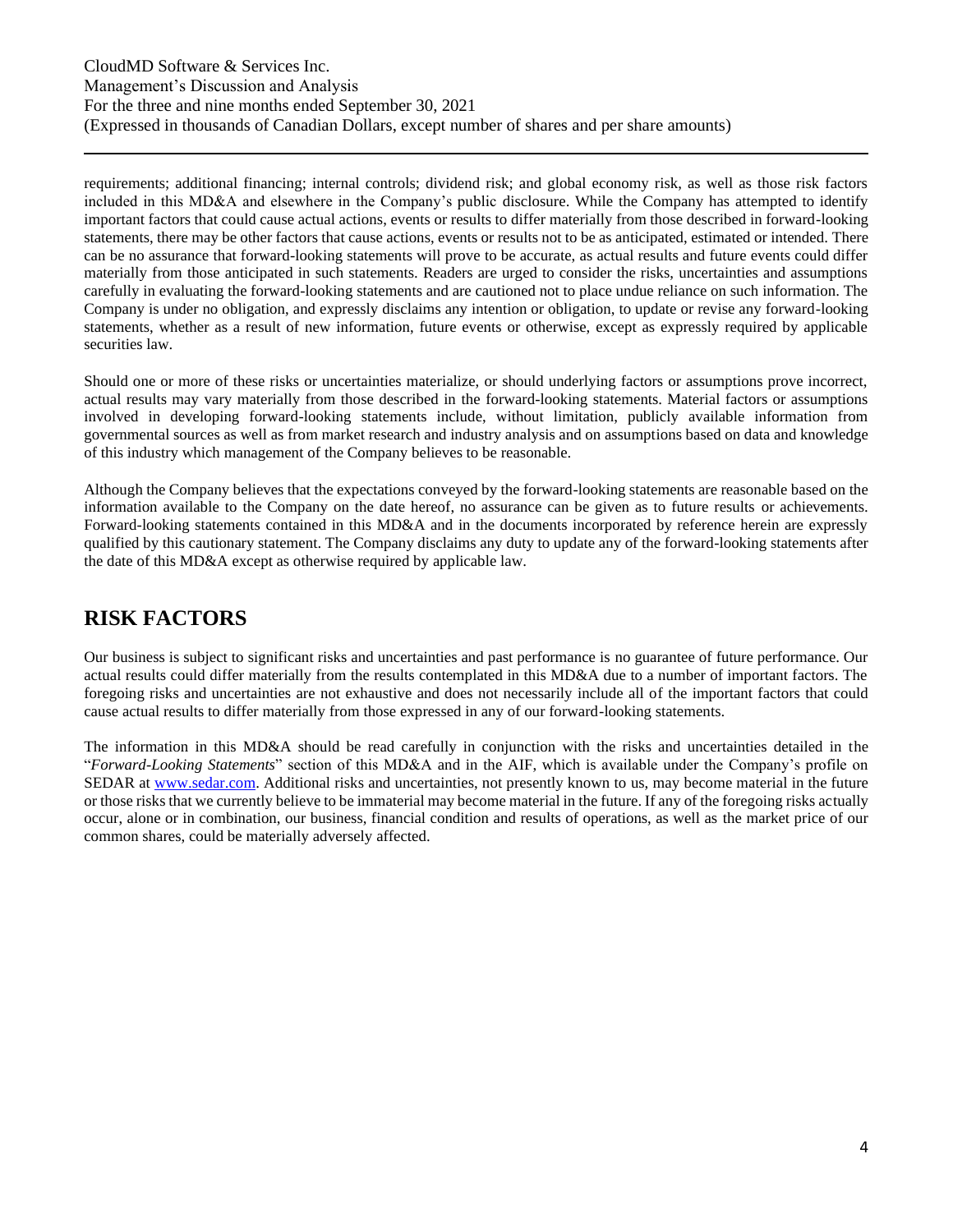requirements; additional financing; internal controls; dividend risk; and global economy risk, as well as those risk factors included in this MD&A and elsewhere in the Company's public disclosure. While the Company has attempted to identify important factors that could cause actual actions, events or results to differ materially from those described in forward-looking statements, there may be other factors that cause actions, events or results not to be as anticipated, estimated or intended. There can be no assurance that forward-looking statements will prove to be accurate, as actual results and future events could differ materially from those anticipated in such statements. Readers are urged to consider the risks, uncertainties and assumptions carefully in evaluating the forward-looking statements and are cautioned not to place undue reliance on such information. The Company is under no obligation, and expressly disclaims any intention or obligation, to update or revise any forward-looking statements, whether as a result of new information, future events or otherwise, except as expressly required by applicable securities law.

Should one or more of these risks or uncertainties materialize, or should underlying factors or assumptions prove incorrect, actual results may vary materially from those described in the forward-looking statements. Material factors or assumptions involved in developing forward-looking statements include, without limitation, publicly available information from governmental sources as well as from market research and industry analysis and on assumptions based on data and knowledge of this industry which management of the Company believes to be reasonable.

Although the Company believes that the expectations conveyed by the forward-looking statements are reasonable based on the information available to the Company on the date hereof, no assurance can be given as to future results or achievements. Forward-looking statements contained in this MD&A and in the documents incorporated by reference herein are expressly qualified by this cautionary statement. The Company disclaims any duty to update any of the forward-looking statements after the date of this MD&A except as otherwise required by applicable law.

# RISK FACTORS

Our business is subject to significant risks and uncertainties and past performance is no guarantee of future performance. Our actual results could differ materially from the results contemplated in this MD&A due to a number of important factors. The foregoing risks and uncertainties are not exhaustive and does not necessarily include all of the important factors that could cause actual results to differ materially from those expressed in any of our forward-looking statements.

The information in this MD&A should be read carefully in conjunction with the risks and uncertainties detailed in the "*Forward-Looking Statements*" section of this MD&A and in the AIF, which is available under the Company's profile on SEDAR at [www.sedar.com](http://www.sedar.com). Additional risks and uncertainties, not presently known to us, may become material in the future or those risks that we currently believe to be immaterial may become material in the future. If any of the foregoing risks actually occur, alone or in combination, our business, financial condition and results of operations, as well as the market price of our common shares, could be materially adversely affected.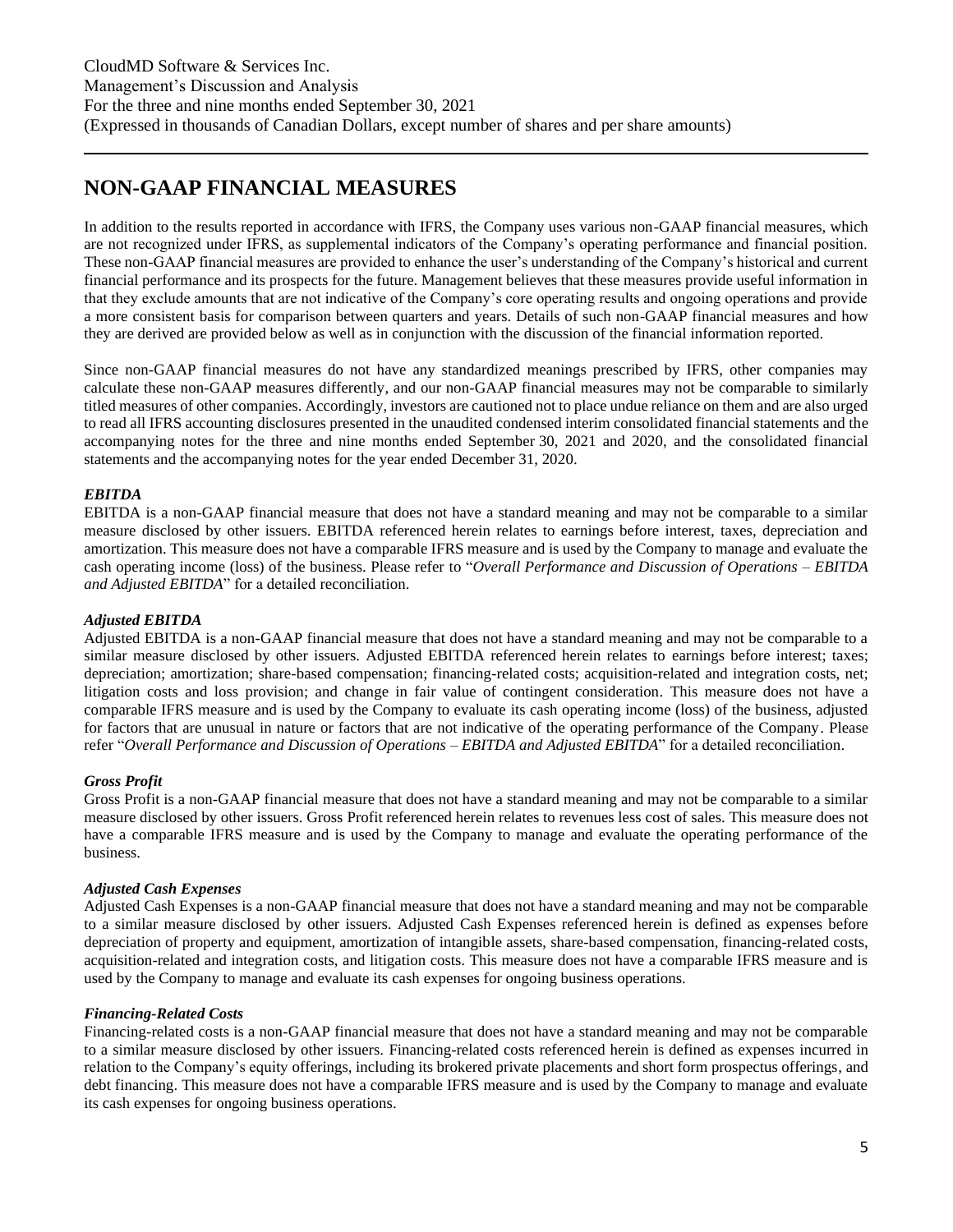# NON-GAAP FINANCIAL MEASURES

In addition to the results reported in accordance with IFRS, the Company uses various non-GAAP financial measures, which are not recognized under IFRS, as supplemental indicators of the Company's operating performance and financial position. These non-GAAP financial measures are provided to enhance the user's understanding of the Company's historical and current financial performance and its prospects for the future. Management believes that these measures provide useful information in that they exclude amounts that are not indicative of the Company's core operating results and ongoing operations and provide a more consistent basis for comparison between quarters and years. Details of such non-GAAP financial measures and how they are derived are provided below as well as in conjunction with the discussion of the financial information reported.

Since non-GAAP financial measures do not have any standardized meanings prescribed by IFRS, other companies may calculate these non-GAAP measures differently, and our non-GAAP financial measures may not be comparable to similarly titled measures of other companies. Accordingly, investors are cautioned not to place undue reliance on them and are also urged to read all IFRS accounting disclosures presented in the unaudited condensed interim consolidated financial statements and the accompanying notes for the three and nine months ended September 30, 2021 and 2020, and the consolidated financial statements and the accompanying notes for the year ended December 31, 2020.

### *EBITDA*

EBITDA is a non-GAAP financial measure that does not have a standard meaning and may not be comparable to a similar measure disclosed by other issuers. EBITDA referenced herein relates to earnings before interest, taxes, depreciation and amortization. This measure does not have a comparable IFRS measure and is used by the Company to manage and evaluate the cash operating income (loss) of the business. Please refer to "*Overall Performance and Discussion of Operations – EBITDA and Adjusted EBITDA*" for a detailed reconciliation.

### *Adjusted EBITDA*

Adjusted EBITDA is a non-GAAP financial measure that does not have a standard meaning and may not be comparable to a similar measure disclosed by other issuers. Adjusted EBITDA referenced herein relates to earnings before interest; taxes; depreciation; amortization; share-based compensation; financing-related costs; acquisition-related and integration costs, net; litigation costs and loss provision; and change in fair value of contingent consideration. This measure does not have a comparable IFRS measure and is used by the Company to evaluate its cash operating income (loss) of the business, adjusted for factors that are unusual in nature or factors that are not indicative of the operating performance of the Company. Please refer "*Overall Performance and Discussion of Operations – EBITDA and Adjusted EBITDA*" for a detailed reconciliation.

### *Gross Profit*

Gross Profit is a non-GAAP financial measure that does not have a standard meaning and may not be comparable to a similar measure disclosed by other issuers. Gross Profit referenced herein relates to revenues less cost of sales. This measure does not have a comparable IFRS measure and is used by the Company to manage and evaluate the operating performance of the business.

### *Adjusted Cash Expenses*

Adjusted Cash Expenses is a non-GAAP financial measure that does not have a standard meaning and may not be comparable to a similar measure disclosed by other issuers. Adjusted Cash Expenses referenced herein is defined as expenses before depreciation of property and equipment, amortization of intangible assets, share-based compensation, financing-related costs, acquisition-related and integration costs, and litigation costs. This measure does not have a comparable IFRS measure and is used by the Company to manage and evaluate its cash expenses for ongoing business operations.

### *Financing-Related Costs*

Financing-related costs is a non-GAAP financial measure that does not have a standard meaning and may not be comparable to a similar measure disclosed by other issuers. Financing-related costs referenced herein is defined as expenses incurred in relation to the Company's equity offerings, including its brokered private placements and short form prospectus offerings, and debt financing. This measure does not have a comparable IFRS measure and is used by the Company to manage and evaluate its cash expenses for ongoing business operations.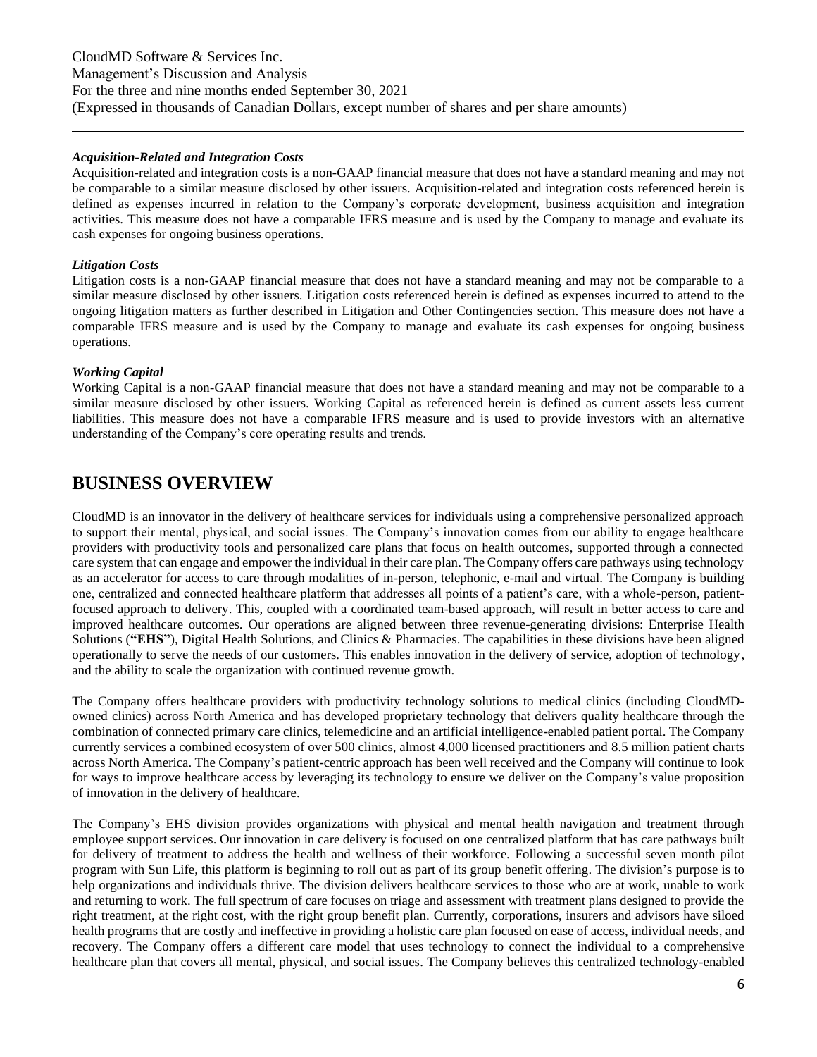### *Acquisition-Related and Integration Costs*

Acquisition-related and integration costs is a non-GAAP financial measure that does not have a standard meaning and may not be comparable to a similar measure disclosed by other issuers. Acquisition-related and integration costs referenced herein is defined as expenses incurred in relation to the Company's corporate development, business acquisition and integration activities. This measure does not have a comparable IFRS measure and is used by the Company to manage and evaluate its cash expenses for ongoing business operations.

### *Litigation Costs*

Litigation costs is a non-GAAP financial measure that does not have a standard meaning and may not be comparable to a similar measure disclosed by other issuers. Litigation costs referenced herein is defined as expenses incurred to attend to the ongoing litigation matters as further described in Litigation and Other Contingencies section. This measure does not have a comparable IFRS measure and is used by the Company to manage and evaluate its cash expenses for ongoing business operations.

### *Working Capital*

Working Capital is a non-GAAP financial measure that does not have a standard meaning and may not be comparable to a similar measure disclosed by other issuers. Working Capital as referenced herein is defined as current assets less current liabilities. This measure does not have a comparable IFRS measure and is used to provide investors with an alternative understanding of the Company's core operating results and trends.

## BUSINESS OVERVIEW

CloudMD is an innovator in the delivery of healthcare services for individuals using a comprehensive personalized approach to support their mental, physical, and social issues. The Company's innovation comes from our ability to engage healthcare providers with productivity tools and personalized care plans that focus on health outcomes, supported through a connected care system that can engage and empower the individual in their care plan. The Company offers care pathways using technology as an accelerator for access to care through modalities of in-person, telephonic, e-mail and virtual. The Company is building one, centralized and connected healthcare platform that addresses all points of a patient's care, with a whole-person, patient-focused approach to delivery. This, coupled with a coordinated team-based approach, will result in better access to care and improved healthcare outcomes. Our operations are aligned between three revenue-generating divisions: Enterprise Health Solutions (**"EHS"**), Digital Health Solutions, and Clinics & Pharmacies. The capabilities in these divisions have been aligned operationally to serve the needs of our customers. This enables innovation in the delivery of service, adoption of technology, and the ability to scale the organization with continued revenue growth.

The Company offers healthcare providers with productivity technology solutions to medical clinics (including CloudMD-owned clinics) across North America and has developed proprietary technology that delivers quality healthcare through the combination of connected primary care clinics, telemedicine and an artificial intelligence-enabled patient portal. The Company currently services a combined ecosystem of over 500 clinics, almost 4,000 licensed practitioners and 8.5 million patient charts across North America. The Company's patient-centric approach has been well received and the Company will continue to look for ways to improve healthcare access by leveraging its technology to ensure we deliver on the Company's value proposition of innovation in the delivery of healthcare.

The Company's EHS division provides organizations with physical and mental health navigation and treatment through employee support services. Our innovation in care delivery is focused on one centralized platform that has care pathways built for delivery of treatment to address the health and wellness of their workforce. Following a successful seven month pilot program with Sun Life, this platform is beginning to roll out as part of its group benefit offering. The division's purpose is to help organizations and individuals thrive. The division delivers healthcare services to those who are at work, unable to work and returning to work. The full spectrum of care focuses on triage and assessment with treatment plans designed to provide the right treatment, at the right cost, with the right group benefit plan. Currently, corporations, insurers and advisors have siloed health programs that are costly and ineffective in providing a holistic care plan focused on ease of access, individual needs, and recovery. The Company offers a different care model that uses technology to connect the individual to a comprehensive healthcare plan that covers all mental, physical, and social issues. The Company believes this centralized technology-enabled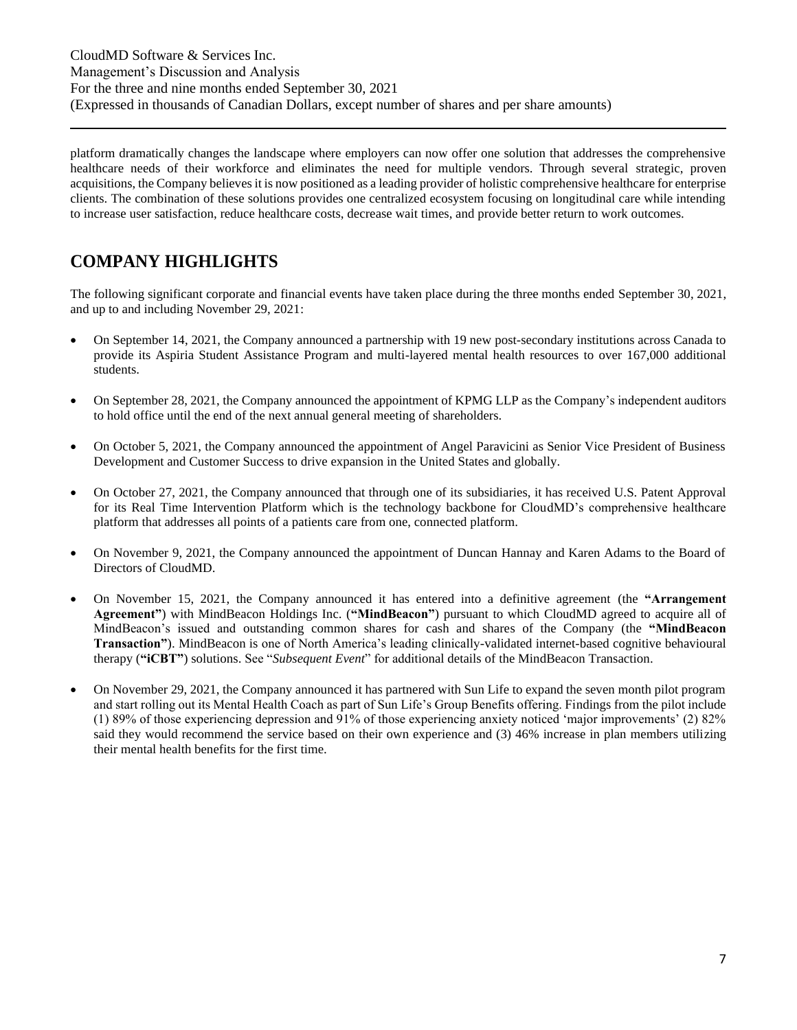platform dramatically changes the landscape where employers can now offer one solution that addresses the comprehensive healthcare needs of their workforce and eliminates the need for multiple vendors. Through several strategic, proven acquisitions, the Company believes it is now positioned as a leading provider of holistic comprehensive healthcare for enterprise clients. The combination of these solutions provides one centralized ecosystem focusing on longitudinal care while intending to increase user satisfaction, reduce healthcare costs, decrease wait times, and provide better return to work outcomes.

# COMPANY HIGHLIGHTS

The following significant corporate and financial events have taken place during the three months ended September 30, 2021, and up to and including November 29, 2021:

- On September 14, 2021, the Company announced a partnership with 19 new post-secondary institutions across Canada to provide its Aspiria Student Assistance Program and multi-layered mental health resources to over 167,000 additional students.
- On September 28, 2021, the Company announced the appointment of KPMG LLP as the Company's independent auditors to hold office until the end of the next annual general meeting of shareholders.
- On October 5, 2021, the Company announced the appointment of Angel Paravicini as Senior Vice President of Business Development and Customer Success to drive expansion in the United States and globally.
- On October 27, 2021, the Company announced that through one of its subsidiaries, it has received U.S. Patent Approval for its Real Time Intervention Platform which is the technology backbone for CloudMD's comprehensive healthcare platform that addresses all points of a patients care from one, connected platform.
- On November 9, 2021, the Company announced the appointment of Duncan Hannay and Karen Adams to the Board of Directors of CloudMD.
- On November 15, 2021, the Company announced it has entered into a definitive agreement (the **"Arrangement Agreement"**) with MindBeacon Holdings Inc. (**"MindBeacon"**) pursuant to which CloudMD agreed to acquire all of MindBeacon's issued and outstanding common shares for cash and shares of the Company (the **"MindBeacon Transaction"**). MindBeacon is one of North America's leading clinically-validated internet-based cognitive behavioural therapy (**"iCBT"**) solutions. See "*Subsequent Event*" for additional details of the MindBeacon Transaction.
- On November 29, 2021, the Company announced it has partnered with Sun Life to expand the seven month pilot program and start rolling out its Mental Health Coach as part of Sun Life's Group Benefits offering. Findings from the pilot include (1) 89% of those experiencing depression and 91% of those experiencing anxiety noticed 'major improvements' (2) 82% said they would recommend the service based on their own experience and (3) 46% increase in plan members utilizing their mental health benefits for the first time.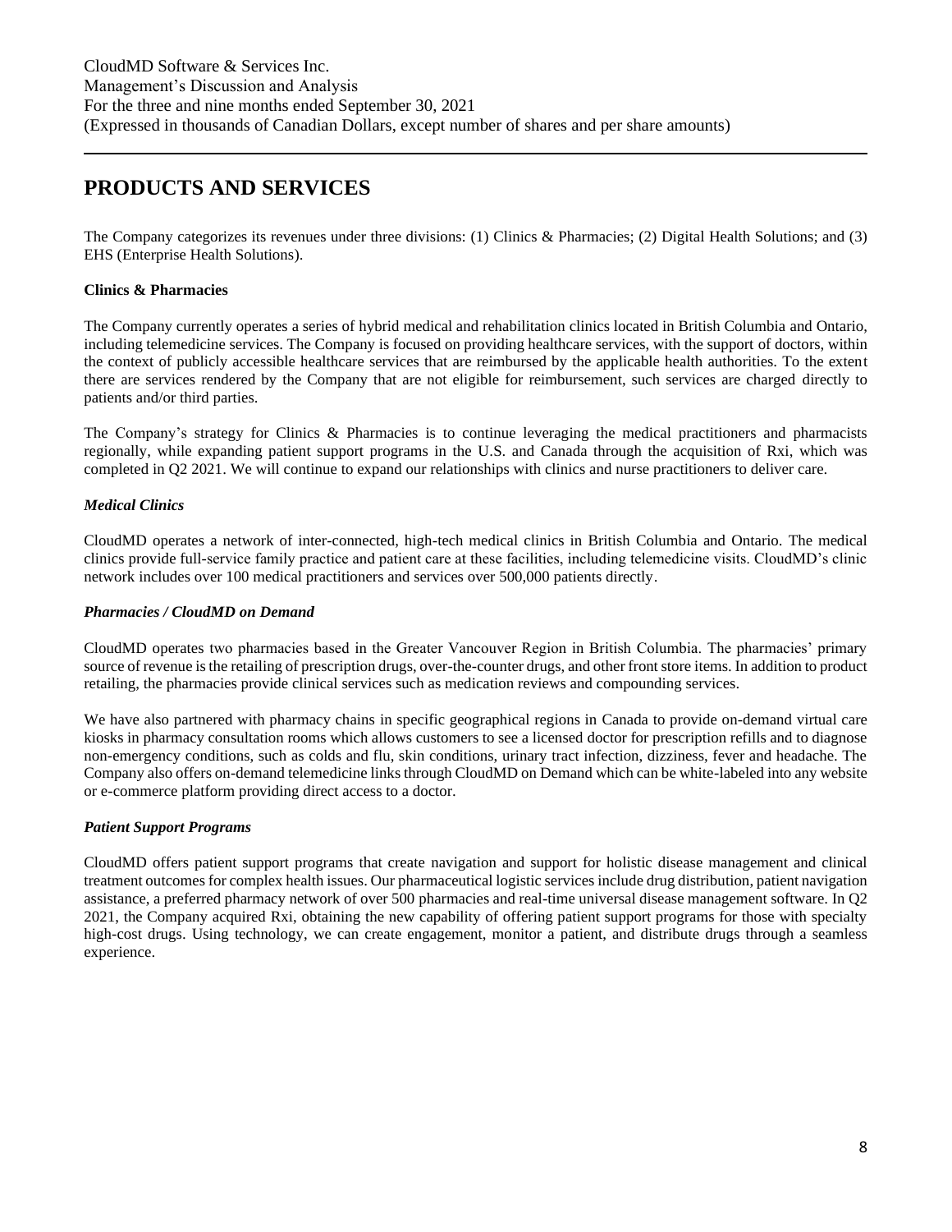## PRODUCTS AND SERVICES

The Company categorizes its revenues under three divisions: (1) Clinics & Pharmacies; (2) Digital Health Solutions; and (3) EHS (Enterprise Health Solutions).

**Clinics & Pharmacies**

The Company currently operates a series of hybrid medical and rehabilitation clinics located in British Columbia and Ontario, including telemedicine services. The Company is focused on providing healthcare services, with the support of doctors, within the context of publicly accessible healthcare services that are reimbursed by the applicable health authorities. To the extent there are services rendered by the Company that are not eligible for reimbursement, such services are charged directly to patients and/or third parties.

The Company's strategy for Clinics & Pharmacies is to continue leveraging the medical practitioners and pharmacists regionally, while expanding patient support programs in the U.S. and Canada through the acquisition of Rxi, which was completed in Q2 2021. We will continue to expand our relationships with clinics and nurse practitioners to deliver care.

***Medical Clinics***

CloudMD operates a network of inter-connected, high-tech medical clinics in British Columbia and Ontario. The medical clinics provide full-service family practice and patient care at these facilities, including telemedicine visits. CloudMD's clinic network includes over 100 medical practitioners and services over 500,000 patients directly.

***Pharmacies / CloudMD on Demand***

CloudMD operates two pharmacies based in the Greater Vancouver Region in British Columbia. The pharmacies' primary source of revenue is the retailing of prescription drugs, over-the-counter drugs, and other front store items. In addition to product retailing, the pharmacies provide clinical services such as medication reviews and compounding services.

We have also partnered with pharmacy chains in specific geographical regions in Canada to provide on-demand virtual care kiosks in pharmacy consultation rooms which allows customers to see a licensed doctor for prescription refills and to diagnose non-emergency conditions, such as colds and flu, skin conditions, urinary tract infection, dizziness, fever and headache. The Company also offers on-demand telemedicine links through CloudMD on Demand which can be white-labeled into any website or e-commerce platform providing direct access to a doctor.

***Patient Support Programs***

CloudMD offers patient support programs that create navigation and support for holistic disease management and clinical treatment outcomes for complex health issues. Our pharmaceutical logistic services include drug distribution, patient navigation assistance, a preferred pharmacy network of over 500 pharmacies and real-time universal disease management software. In Q2 2021, the Company acquired Rxi, obtaining the new capability of offering patient support programs for those with specialty high-cost drugs. Using technology, we can create engagement, monitor a patient, and distribute drugs through a seamless experience.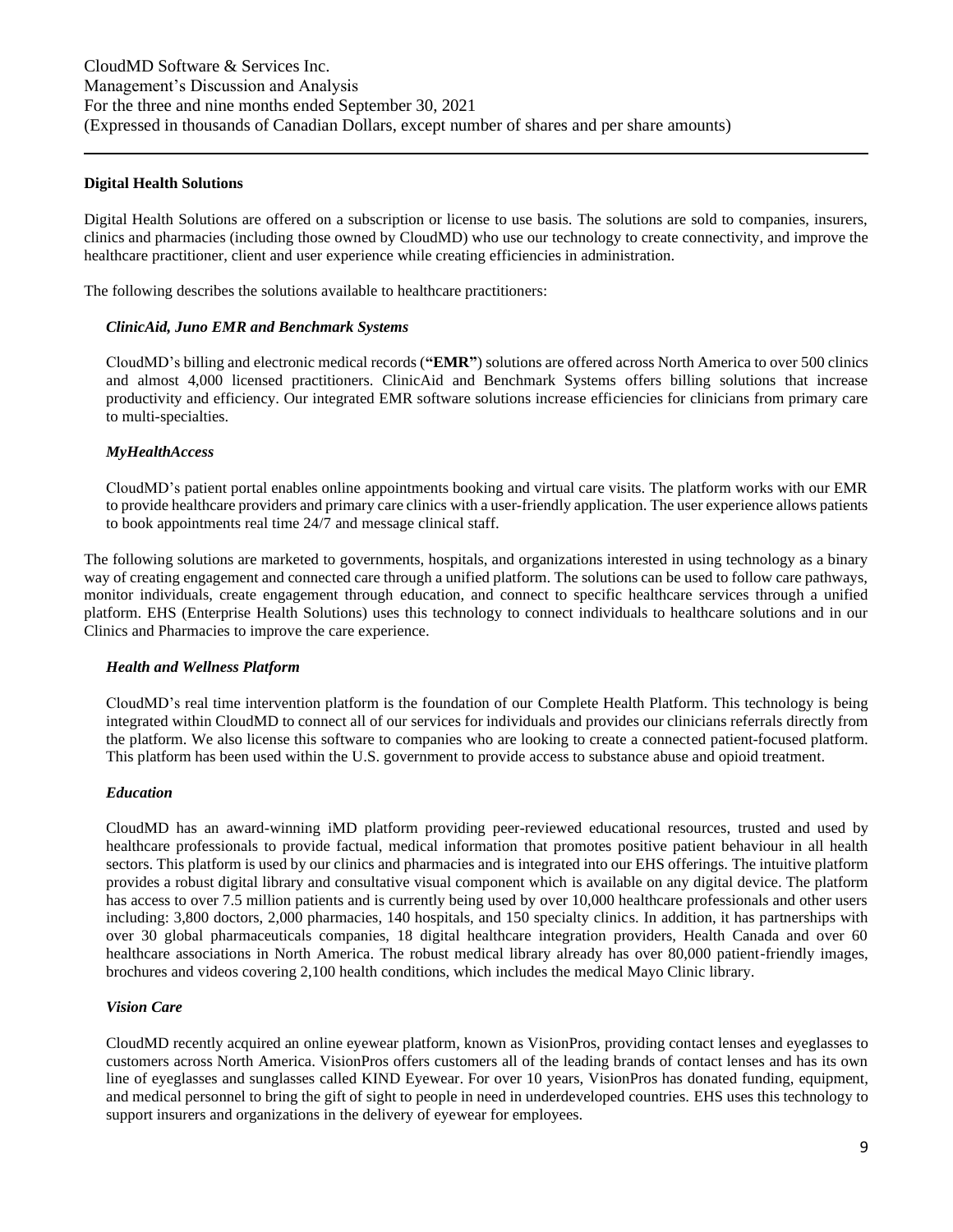## Digital Health Solutions

Digital Health Solutions are offered on a subscription or license to use basis. The solutions are sold to companies, insurers, clinics and pharmacies (including those owned by CloudMD) who use our technology to create connectivity, and improve the healthcare practitioner, client and user experience while creating efficiencies in administration.

The following describes the solutions available to healthcare practitioners:

### *ClinicAid, Juno EMR and Benchmark Systems*

CloudMD's billing and electronic medical records (**"EMR"**) solutions are offered across North America to over 500 clinics and almost 4,000 licensed practitioners. ClinicAid and Benchmark Systems offers billing solutions that increase productivity and efficiency. Our integrated EMR software solutions increase efficiencies for clinicians from primary care to multi-specialties.

### *MyHealthAccess*

CloudMD's patient portal enables online appointments booking and virtual care visits. The platform works with our EMR to provide healthcare providers and primary care clinics with a user-friendly application. The user experience allows patients to book appointments real time 24/7 and message clinical staff.

The following solutions are marketed to governments, hospitals, and organizations interested in using technology as a binary way of creating engagement and connected care through a unified platform. The solutions can be used to follow care pathways, monitor individuals, create engagement through education, and connect to specific healthcare services through a unified platform. EHS (Enterprise Health Solutions) uses this technology to connect individuals to healthcare solutions and in our Clinics and Pharmacies to improve the care experience.

### *Health and Wellness Platform*

CloudMD's real time intervention platform is the foundation of our Complete Health Platform. This technology is being integrated within CloudMD to connect all of our services for individuals and provides our clinicians referrals directly from the platform. We also license this software to companies who are looking to create a connected patient-focused platform. This platform has been used within the U.S. government to provide access to substance abuse and opioid treatment.

### *Education*

CloudMD has an award-winning iMD platform providing peer-reviewed educational resources, trusted and used by healthcare professionals to provide factual, medical information that promotes positive patient behaviour in all health sectors. This platform is used by our clinics and pharmacies and is integrated into our EHS offerings. The intuitive platform provides a robust digital library and consultative visual component which is available on any digital device. The platform has access to over 7.5 million patients and is currently being used by over 10,000 healthcare professionals and other users including: 3,800 doctors, 2,000 pharmacies, 140 hospitals, and 150 specialty clinics. In addition, it has partnerships with over 30 global pharmaceuticals companies, 18 digital healthcare integration providers, Health Canada and over 60 healthcare associations in North America. The robust medical library already has over 80,000 patient-friendly images, brochures and videos covering 2,100 health conditions, which includes the medical Mayo Clinic library.

### *Vision Care*

CloudMD recently acquired an online eyewear platform, known as VisionPros, providing contact lenses and eyeglasses to customers across North America. VisionPros offers customers all of the leading brands of contact lenses and has its own line of eyeglasses and sunglasses called KIND Eyewear. For over 10 years, VisionPros has donated funding, equipment, and medical personnel to bring the gift of sight to people in need in underdeveloped countries. EHS uses this technology to support insurers and organizations in the delivery of eyewear for employees.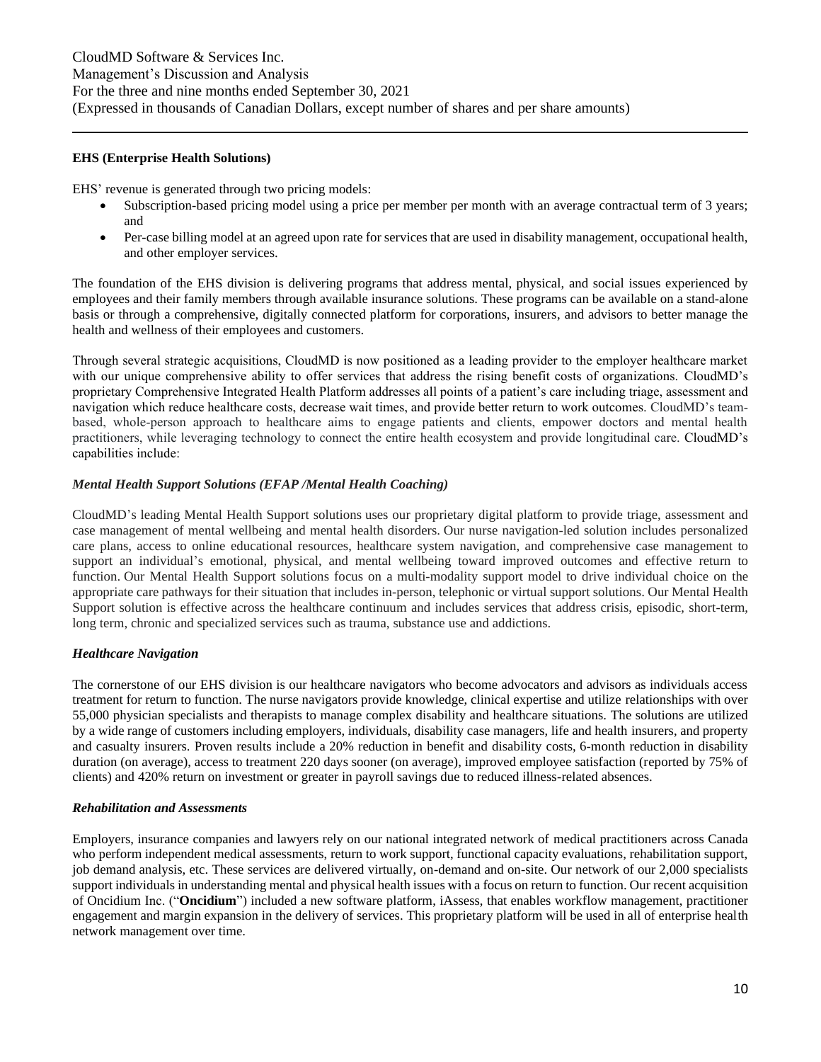**EHS (Enterprise Health Solutions)**

EHS' revenue is generated through two pricing models:

- Subscription-based pricing model using a price per member per month with an average contractual term of 3 years; and
- Per-case billing model at an agreed upon rate for services that are used in disability management, occupational health, and other employer services.

The foundation of the EHS division is delivering programs that address mental, physical, and social issues experienced by employees and their family members through available insurance solutions. These programs can be available on a stand-alone basis or through a comprehensive, digitally connected platform for corporations, insurers, and advisors to better manage the health and wellness of their employees and customers.

Through several strategic acquisitions, CloudMD is now positioned as a leading provider to the employer healthcare market with our unique comprehensive ability to offer services that address the rising benefit costs of organizations. CloudMD's proprietary Comprehensive Integrated Health Platform addresses all points of a patient's care including triage, assessment and navigation which reduce healthcare costs, decrease wait times, and provide better return to work outcomes. CloudMD's team-based, whole-person approach to healthcare aims to engage patients and clients, empower doctors and mental health practitioners, while leveraging technology to connect the entire health ecosystem and provide longitudinal care. CloudMD's capabilities include:

***Mental Health Support Solutions (EFAP /Mental Health Coaching)***

CloudMD's leading Mental Health Support solutions uses our proprietary digital platform to provide triage, assessment and case management of mental wellbeing and mental health disorders. Our nurse navigation-led solution includes personalized care plans, access to online educational resources, healthcare system navigation, and comprehensive case management to support an individual's emotional, physical, and mental wellbeing toward improved outcomes and effective return to function. Our Mental Health Support solutions focus on a multi-modality support model to drive individual choice on the appropriate care pathways for their situation that includes in-person, telephonic or virtual support solutions. Our Mental Health Support solution is effective across the healthcare continuum and includes services that address crisis, episodic, short-term, long term, chronic and specialized services such as trauma, substance use and addictions.

***Healthcare Navigation***

The cornerstone of our EHS division is our healthcare navigators who become advocators and advisors as individuals access treatment for return to function. The nurse navigators provide knowledge, clinical expertise and utilize relationships with over 55,000 physician specialists and therapists to manage complex disability and healthcare situations. The solutions are utilized by a wide range of customers including employers, individuals, disability case managers, life and health insurers, and property and casualty insurers. Proven results include a 20% reduction in benefit and disability costs, 6-month reduction in disability duration (on average), access to treatment 220 days sooner (on average), improved employee satisfaction (reported by 75% of clients) and 420% return on investment or greater in payroll savings due to reduced illness-related absences.

***Rehabilitation and Assessments***

Employers, insurance companies and lawyers rely on our national integrated network of medical practitioners across Canada who perform independent medical assessments, return to work support, functional capacity evaluations, rehabilitation support, job demand analysis, etc. These services are delivered virtually, on-demand and on-site. Our network of our 2,000 specialists support individuals in understanding mental and physical health issues with a focus on return to function. Our recent acquisition of Oncidium Inc. ("**Oncidium**") included a new software platform, iAssess, that enables workflow management, practitioner engagement and margin expansion in the delivery of services. This proprietary platform will be used in all of enterprise health network management over time.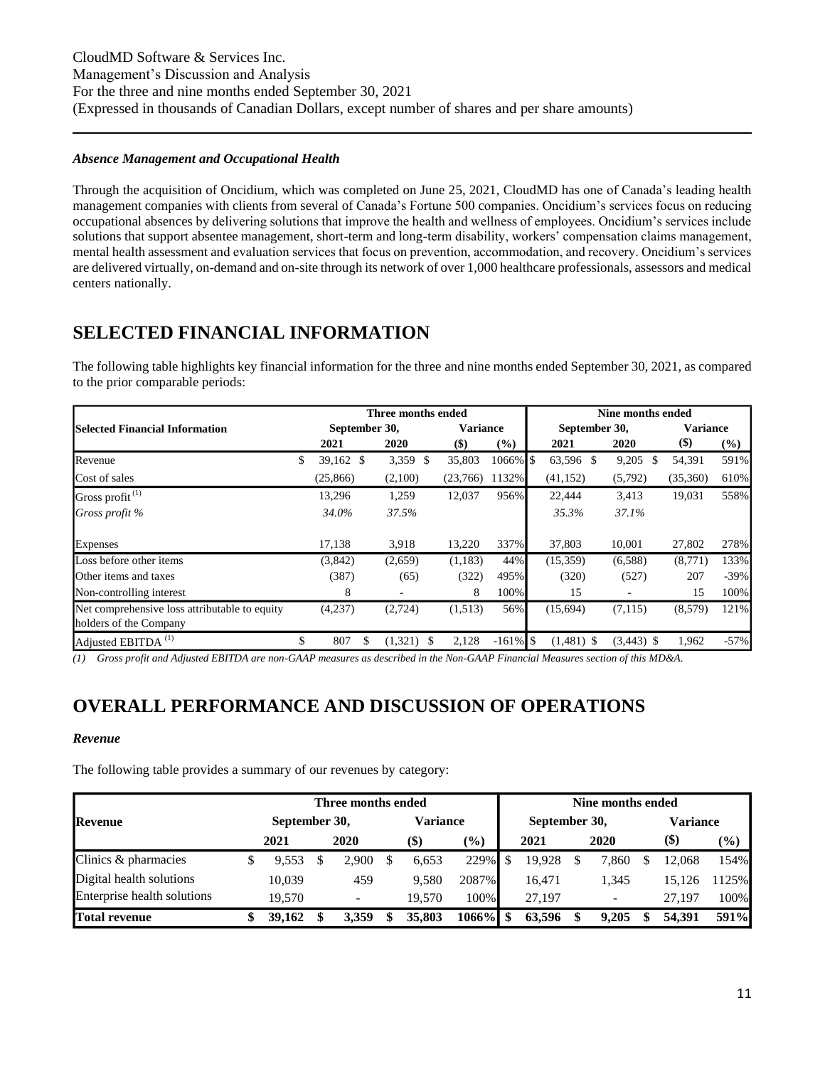#### *Absence Management and Occupational Health*

Through the acquisition of Oncidium, which was completed on June 25, 2021, CloudMD has one of Canada's leading health management companies with clients from several of Canada's Fortune 500 companies. Oncidium's services focus on reducing occupational absences by delivering solutions that improve the health and wellness of employees. Oncidium's services include solutions that support absentee management, short-term and long-term disability, workers' compensation claims management, mental health assessment and evaluation services that focus on prevention, accommodation, and recovery. Oncidium's services are delivered virtually, on-demand and on-site through its network of over 1,000 healthcare professionals, assessors and medical centers nationally.

# SELECTED FINANCIAL INFORMATION

The following table highlights key financial information for the three and nine months ended September 30, 2021, as compared to the prior comparable periods:

| Selected Financial Information | Three months ended September 30, 2021 | Three months ended September 30, 2020 | Variance ($) | Variance (%) | Nine months ended September 30, 2021 | Nine months ended September 30, 2020 | Variance ($) | Variance (%) |
|---|---|---|---|---|---|---|---|---|
| Revenue | $ 39,162 | $ 3,359 | $ 35,803 | 1066% | $ 63,596 | $ 9,205 | $ 54,391 | 591% |
| Cost of sales | (25,866) | (2,100) | (23,766) | 1132% | (41,152) | (5,792) | (35,360) | 610% |
| Gross profit [(1)] | 13,296 | 1,259 | 12,037 | 956% | 22,444 | 3,413 | 19,031 | 558% |
| *Gross profit %* | *34.0%* | *37.5%* | | | *35.3%* | *37.1%* | | |
| Expenses | 17,138 | 3,918 | 13,220 | 337% | 37,803 | 10,001 | 27,802 | 278% |
| Loss before other items | (3,842) | (2,659) | (1,183) | 44% | (15,359) | (6,588) | (8,771) | 133% |
| Other items and taxes | (387) | (65) | (322) | 495% | (320) | (527) | 207 | -39% |
| Non-controlling interest | 8 | - | 8 | 100% | 15 | - | 15 | 100% |
| Net comprehensive loss attributable to equity holders of the Company | (4,237) | (2,724) | (1,513) | 56% | (15,694) | (7,115) | (8,579) | 121% |
| Adjusted EBITDA [(1)] | $ 807 | $ (1,321) | $ 2,128 | -161% | $ (1,481) | $ (3,443) | $ 1,962 | -57% |

*(1) Gross profit and Adjusted EBITDA are non-GAAP measures as described in the Non-GAAP Financial Measures section of this MD&A.*

# OVERALL PERFORMANCE AND DISCUSSION OF OPERATIONS

#### *Revenue*

The following table provides a summary of our revenues by category:

| Revenue | Three months ended September 30, 2021 | Three months ended September 30, 2020 | Variance ($) | Variance (%) | Nine months ended September 30, 2021 | Nine months ended September 30, 2020 | Variance ($) | Variance (%) |
|---|---|---|---|---|---|---|---|---|
| Clinics & pharmacies | $ 9,553 | $ 2,900 | $ 6,653 | 229% | $ 19,928 | $ 7,860 | $ 12,068 | 154% |
| Digital health solutions | 10,039 | 459 | 9,580 | 2087% | 16,471 | 1,345 | 15,126 | 1125% |
| Enterprise health solutions | 19,570 | - | 19,570 | 100% | 27,197 | - | 27,197 | 100% |
| **Total revenue** | **$ 39,162** | **$ 3,359** | **$ 35,803** | **1066%** | **$ 63,596** | **$ 9,205** | **$ 54,391** | **591%** |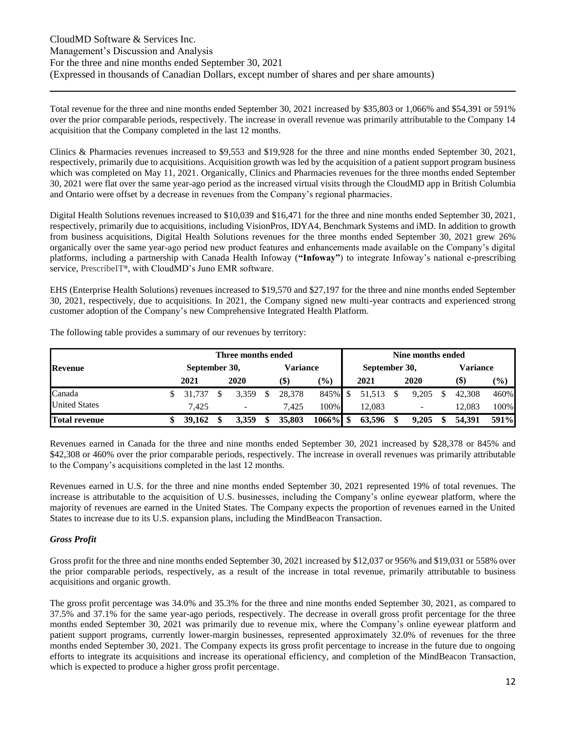Total revenue for the three and nine months ended September 30, 2021 increased by $35,803 or 1,066% and $54,391 or 591% over the prior comparable periods, respectively. The increase in overall revenue was primarily attributable to the Company 14 acquisition that the Company completed in the last 12 months.

Clinics & Pharmacies revenues increased to $9,553 and $19,928 for the three and nine months ended September 30, 2021, respectively, primarily due to acquisitions. Acquisition growth was led by the acquisition of a patient support program business which was completed on May 11, 2021. Organically, Clinics and Pharmacies revenues for the three months ended September 30, 2021 were flat over the same year-ago period as the increased virtual visits through the CloudMD app in British Columbia and Ontario were offset by a decrease in revenues from the Company's regional pharmacies.

Digital Health Solutions revenues increased to $10,039 and $16,471 for the three and nine months ended September 30, 2021, respectively, primarily due to acquisitions, including VisionPros, IDYA4, Benchmark Systems and iMD. In addition to growth from business acquisitions, Digital Health Solutions revenues for the three months ended September 30, 2021 grew 26% organically over the same year-ago period new product features and enhancements made available on the Company's digital platforms, including a partnership with Canada Health Infoway (**"Infoway"**) to integrate Infoway's national e-prescribing service, PrescribeIT®, with CloudMD's Juno EMR software.

EHS (Enterprise Health Solutions) revenues increased to $19,570 and $27,197 for the three and nine months ended September 30, 2021, respectively, due to acquisitions. In 2021, the Company signed new multi-year contracts and experienced strong customer adoption of the Company's new Comprehensive Integrated Health Platform.

The following table provides a summary of our revenues by territory:

| **Revenue** | **Three months ended September 30, 2021** | **2020** | **Variance ($)** | **(%)** | **Nine months ended September 30, 2021** | **2020** | **Variance ($)** | **(%)** |
|---|---|---|---|---|---|---|---|---|
| Canada | $ 31,737 | $ 3,359 | $ 28,378 | 845% | $ 51,513 | $ 9,205 | $ 42,308 | 460% |
| United States | 7,425 | - | 7,425 | 100% | 12,083 | - | 12,083 | 100% |
| **Total revenue** | **$ 39,162** | **$ 3,359** | **$ 35,803** | **1066%** | **$ 63,596** | **$ 9,205** | **$ 54,391** | **591%** |

Revenues earned in Canada for the three and nine months ended September 30, 2021 increased by $28,378 or 845% and $42,308 or 460% over the prior comparable periods, respectively. The increase in overall revenues was primarily attributable to the Company's acquisitions completed in the last 12 months.

Revenues earned in U.S. for the three and nine months ended September 30, 2021 represented 19% of total revenues. The increase is attributable to the acquisition of U.S. businesses, including the Company's online eyewear platform, where the majority of revenues are earned in the United States. The Company expects the proportion of revenues earned in the United States to increase due to its U.S. expansion plans, including the MindBeacon Transaction.

### *Gross Profit*

Gross profit for the three and nine months ended September 30, 2021 increased by $12,037 or 956% and $19,031 or 558% over the prior comparable periods, respectively, as a result of the increase in total revenue, primarily attributable to business acquisitions and organic growth.

The gross profit percentage was 34.0% and 35.3% for the three and nine months ended September 30, 2021, as compared to 37.5% and 37.1% for the same year-ago periods, respectively. The decrease in overall gross profit percentage for the three months ended September 30, 2021 was primarily due to revenue mix, where the Company's online eyewear platform and patient support programs, currently lower-margin businesses, represented approximately 32.0% of revenues for the three months ended September 30, 2021. The Company expects its gross profit percentage to increase in the future due to ongoing efforts to integrate its acquisitions and increase its operational efficiency, and completion of the MindBeacon Transaction, which is expected to produce a higher gross profit percentage.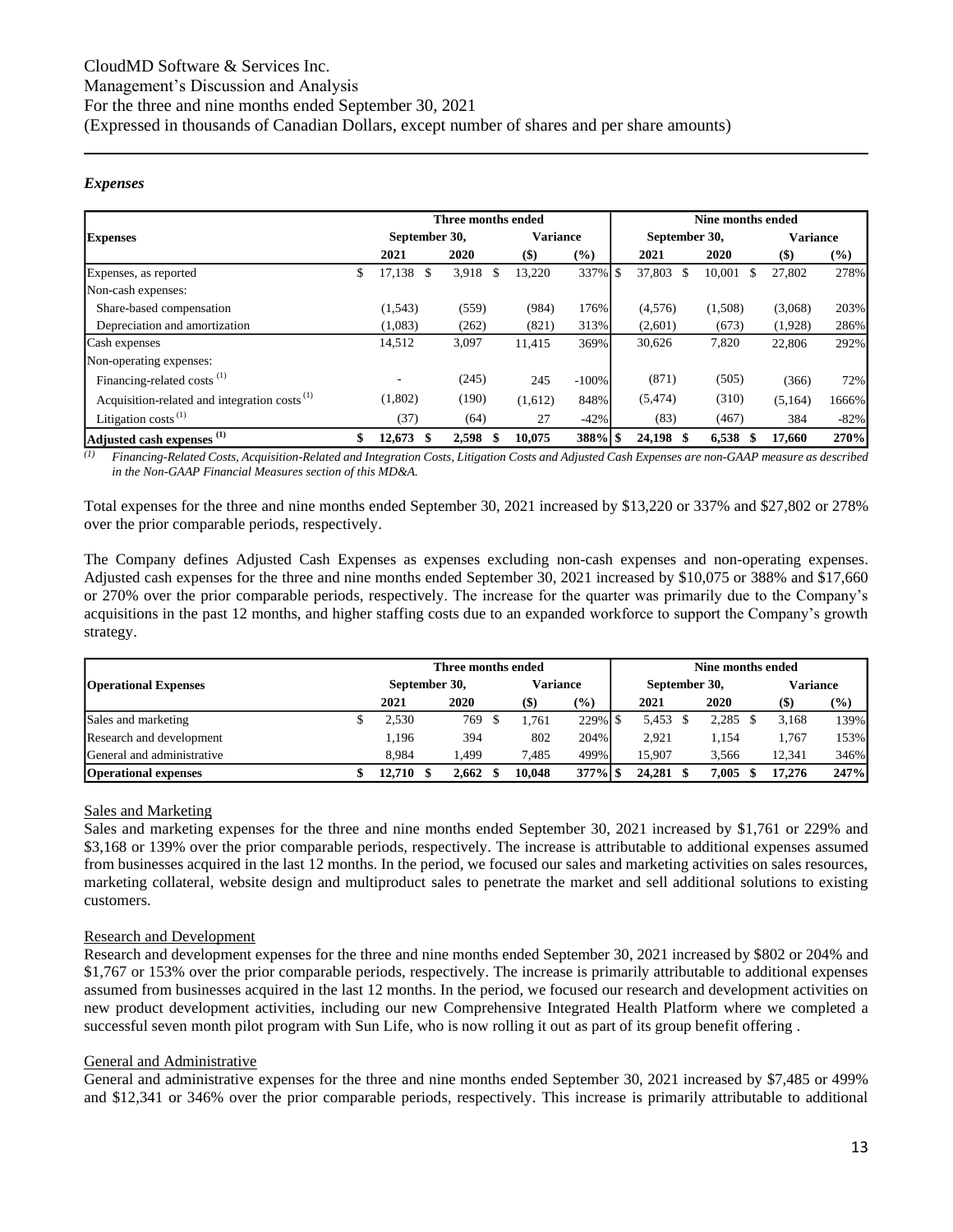### *Expenses*

| **Expenses** | **Three months ended** | | | | **Nine months ended** | | | |
|---|---|---|---|---|---|---|---|---|
| | **September 30,** | | **Variance** | | **September 30,** | | **Variance** | |
| | **2021** | **2020** | **($)** | **(%)** | **2021** | **2020** | **($)** | **(%)** |
| Expenses, as reported | $ 17,138 | $ 3,918 | $ 13,220 | 337% | $ 37,803 | $ 10,001 | $ 27,802 | 278% |
| Non-cash expenses: | | | | | | | | |
| Share-based compensation | (1,543) | (559) | (984) | 176% | (4,576) | (1,508) | (3,068) | 203% |
| Depreciation and amortization | (1,083) | (262) | (821) | 313% | (2,601) | (673) | (1,928) | 286% |
| Cash expenses | 14,512 | 3,097 | 11,415 | 369% | 30,626 | 7,820 | 22,806 | 292% |
| Non-operating expenses: | | | | | | | | |
| Financing-related costs [(1)] | - | (245) | 245 | -100% | (871) | (505) | (366) | 72% |
| Acquisition-related and integration costs [(1)] | (1,802) | (190) | (1,612) | 848% | (5,474) | (310) | (5,164) | 1666% |
| Litigation costs [(1)] | (37) | (64) | 27 | -42% | (83) | (467) | 384 | -82% |
| **Adjusted cash expenses [(1)]** | **$ 12,673** | **$ 2,598** | **$ 10,075** | **388%** | **$ 24,198** | **$ 6,538** | **$ 17,660** | **270%** |

[(1)] *Financing-Related Costs, Acquisition-Related and Integration Costs, Litigation Costs and Adjusted Cash Expenses are non-GAAP measure as described in the Non-GAAP Financial Measures section of this MD&A.*

Total expenses for the three and nine months ended September 30, 2021 increased by $13,220 or 337% and $27,802 or 278% over the prior comparable periods, respectively.

The Company defines Adjusted Cash Expenses as expenses excluding non-cash expenses and non-operating expenses. Adjusted cash expenses for the three and nine months ended September 30, 2021 increased by $10,075 or 388% and $17,660 or 270% over the prior comparable periods, respectively. The increase for the quarter was primarily due to the Company's acquisitions in the past 12 months, and higher staffing costs due to an expanded workforce to support the Company's growth strategy.

| **Operational Expenses** | **Three months ended** | | | | **Nine months ended** | | | |
|---|---|---|---|---|---|---|---|---|
| | **September 30,** | | **Variance** | | **September 30,** | | **Variance** | |
| | **2021** | **2020** | **($)** | **(%)** | **2021** | **2020** | **($)** | **(%)** |
| Sales and marketing | $ 2,530 | 769 | $ 1,761 | 229% | $ 5,453 | $ 2,285 | $ 3,168 | 139% |
| Research and development | 1,196 | 394 | 802 | 204% | 2,921 | 1,154 | 1,767 | 153% |
| General and administrative | 8,984 | 1,499 | 7,485 | 499% | 15,907 | 3,566 | 12,341 | 346% |
| **Operational expenses** | **$ 12,710** | **$ 2,662** | **$ 10,048** | **377%** | **$ 24,281** | **$ 7,005** | **$ 17,276** | **247%** |

#### Sales and Marketing

Sales and marketing expenses for the three and nine months ended September 30, 2021 increased by $1,761 or 229% and $3,168 or 139% over the prior comparable periods, respectively. The increase is attributable to additional expenses assumed from businesses acquired in the last 12 months. In the period, we focused our sales and marketing activities on sales resources, marketing collateral, website design and multiproduct sales to penetrate the market and sell additional solutions to existing customers.

#### Research and Development

Research and development expenses for the three and nine months ended September 30, 2021 increased by $802 or 204% and $1,767 or 153% over the prior comparable periods, respectively. The increase is primarily attributable to additional expenses assumed from businesses acquired in the last 12 months. In the period, we focused our research and development activities on new product development activities, including our new Comprehensive Integrated Health Platform where we completed a successful seven month pilot program with Sun Life, who is now rolling it out as part of its group benefit offering .

#### General and Administrative

General and administrative expenses for the three and nine months ended September 30, 2021 increased by $7,485 or 499% and $12,341 or 346% over the prior comparable periods, respectively. This increase is primarily attributable to additional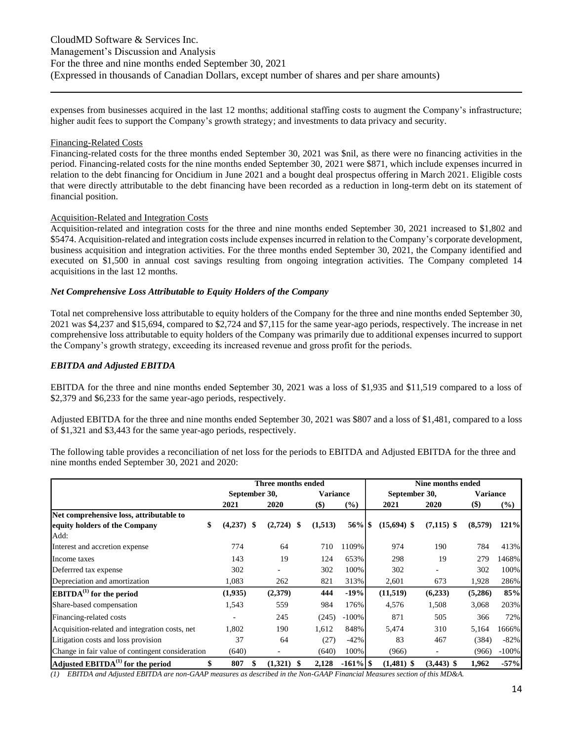expenses from businesses acquired in the last 12 months; additional staffing costs to augment the Company's infrastructure; higher audit fees to support the Company's growth strategy; and investments to data privacy and security.

Financing-Related Costs

Financing-related costs for the three months ended September 30, 2021 was $nil, as there were no financing activities in the period. Financing-related costs for the nine months ended September 30, 2021 were $871, which include expenses incurred in relation to the debt financing for Oncidium in June 2021 and a bought deal prospectus offering in March 2021. Eligible costs that were directly attributable to the debt financing have been recorded as a reduction in long-term debt on its statement of financial position.

Acquisition-Related and Integration Costs

Acquisition-related and integration costs for the three and nine months ended September 30, 2021 increased to $1,802 and $5474. Acquisition-related and integration costs include expenses incurred in relation to the Company's corporate development, business acquisition and integration activities. For the three months ended September 30, 2021, the Company identified and executed on $1,500 in annual cost savings resulting from ongoing integration activities. The Company completed 14 acquisitions in the last 12 months.

### *Net Comprehensive Loss Attributable to Equity Holders of the Company*

Total net comprehensive loss attributable to equity holders of the Company for the three and nine months ended September 30, 2021 was $4,237 and $15,694, compared to $2,724 and $7,115 for the same year-ago periods, respectively. The increase in net comprehensive loss attributable to equity holders of the Company was primarily due to additional expenses incurred to support the Company's growth strategy, exceeding its increased revenue and gross profit for the periods.

### *EBITDA and Adjusted EBITDA*

EBITDA for the three and nine months ended September 30, 2021 was a loss of $1,935 and $11,519 compared to a loss of $2,379 and $6,233 for the same year-ago periods, respectively.

Adjusted EBITDA for the three and nine months ended September 30, 2021 was $807 and a loss of $1,481, compared to a loss of $1,321 and $3,443 for the same year-ago periods, respectively.

The following table provides a reconciliation of net loss for the periods to EBITDA and Adjusted EBITDA for the three and nine months ended September 30, 2021 and 2020:

| | Three months ended | | | | Nine months ended | | | |
|---|---|---|---|---|---|---|---|---|
| | September 30, | | Variance | | September 30, | | Variance | |
| | 2021 | 2020 | ($) | (%) | 2021 | 2020 | ($) | (%) |
| **Net comprehensive loss, attributable to equity holders of the Company** | $ (4,237) | $ (2,724) | $ (1,513) | 56% | $ (15,694) | $ (7,115) | $ (8,579) | 121% |
| Add: | | | | | | | | |
| Interest and accretion expense | 774 | 64 | 710 | 1109% | 974 | 190 | 784 | 413% |
| Income taxes | 143 | 19 | 124 | 653% | 298 | 19 | 279 | 1468% |
| Deferrred tax expense | 302 | - | 302 | 100% | 302 | - | 302 | 100% |
| Depreciation and amortization | 1,083 | 262 | 821 | 313% | 2,601 | 673 | 1,928 | 286% |
| **EBITDA(1) for the period** | **(1,935)** | **(2,379)** | **444** | **-19%** | **(11,519)** | **(6,233)** | **(5,286)** | **85%** |
| Share-based compensation | 1,543 | 559 | 984 | 176% | 4,576 | 1,508 | 3,068 | 203% |
| Financing-related costs | - | 245 | (245) | -100% | 871 | 505 | 366 | 72% |
| Acquisition-related and integration costs, net | 1,802 | 190 | 1,612 | 848% | 5,474 | 310 | 5,164 | 1666% |
| Litigation costs and loss provision | 37 | 64 | (27) | -42% | 83 | 467 | (384) | -82% |
| Change in fair value of contingent consideration | (640) | - | (640) | 100% | (966) | - | (966) | -100% |
| **Adjusted EBITDA(1) for the period** | **$ 807** | **$ (1,321)** | **$ 2,128** | **-161%** | **$ (1,481)** | **$ (3,443)** | **$ 1,962** | **-57%** |

*(1) EBITDA and Adjusted EBITDA are non-GAAP measures as described in the Non-GAAP Financial Measures section of this MD&A.*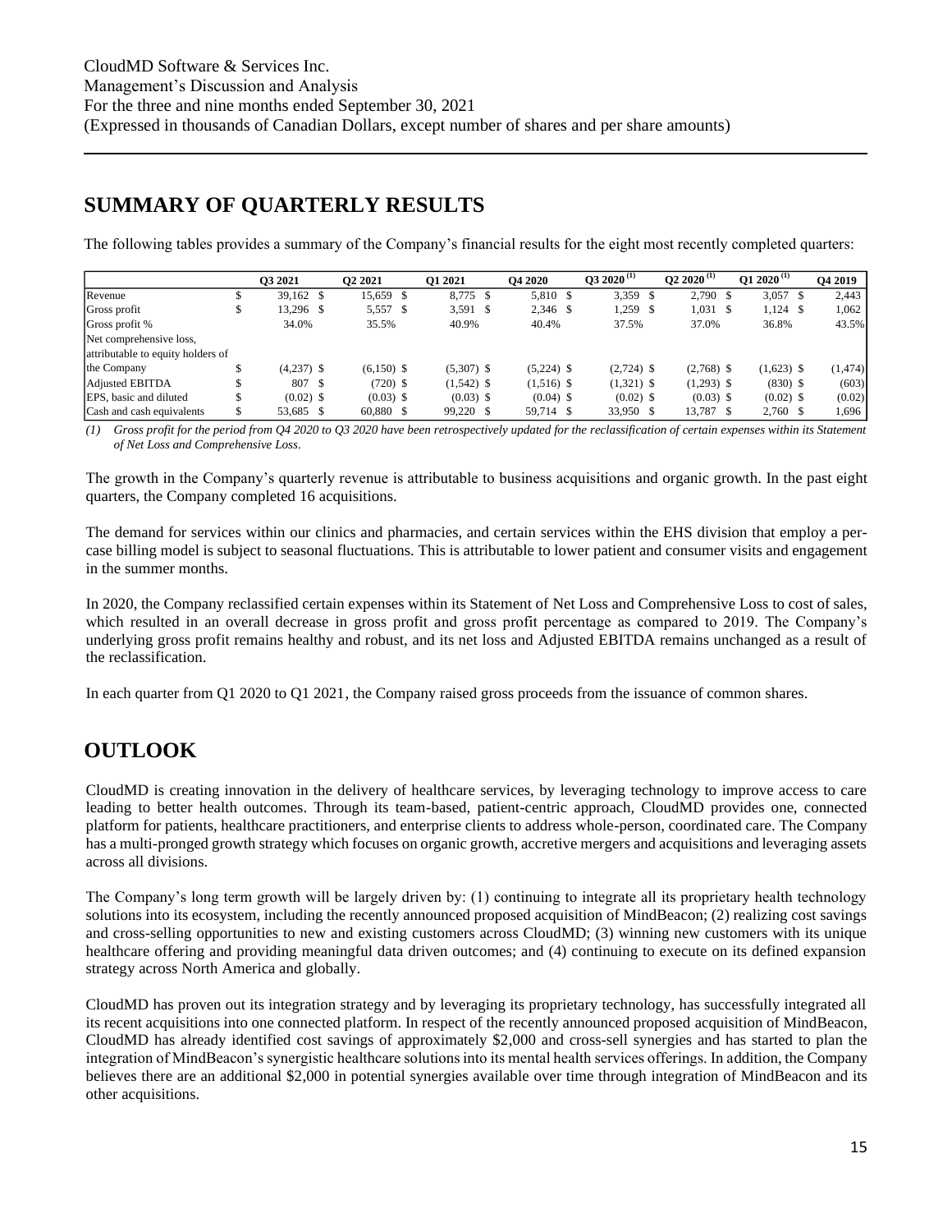## SUMMARY OF QUARTERLY RESULTS

The following tables provides a summary of the Company's financial results for the eight most recently completed quarters:

| | Q3 2021 | Q2 2021 | Q1 2021 | Q4 2020 | Q3 2020 (1) | Q2 2020 (1) | Q1 2020 (1) | Q4 2019 |
|---|---|---|---|---|---|---|---|---|
| Revenue | $ 39,162 | $ 15,659 | $ 8,775 | $ 5,810 | $ 3,359 | $ 2,790 | $ 3,057 | $ 2,443 |
| Gross profit | $ 13,296 | $ 5,557 | $ 3,591 | $ 2,346 | $ 1,259 | $ 1,031 | $ 1,124 | $ 1,062 |
| Gross profit % | 34.0% | 35.5% | 40.9% | 40.4% | 37.5% | 37.0% | 36.8% | 43.5% |
| Net comprehensive loss, attributable to equity holders of the Company | $ (4,237) | $ (6,150) | $ (5,307) | $ (5,224) | $ (2,724) | $ (2,768) | $ (1,623) | $ (1,474) |
| Adjusted EBITDA | $ 807 | $ (720) | $ (1,542) | $ (1,516) | $ (1,321) | $ (1,293) | $ (830) | $ (603) |
| EPS, basic and diluted | $ (0.02) | $ (0.03) | $ (0.03) | $ (0.04) | $ (0.02) | $ (0.03) | $ (0.02) | $ (0.02) |
| Cash and cash equivalents | $ 53,685 | $ 60,880 | $ 99,220 | $ 59,714 | $ 33,950 | $ 13,787 | $ 2,760 | $ 1,696 |

*(1) Gross profit for the period from Q4 2020 to Q3 2020 have been retrospectively updated for the reclassification of certain expenses within its Statement of Net Loss and Comprehensive Loss.*

The growth in the Company's quarterly revenue is attributable to business acquisitions and organic growth. In the past eight quarters, the Company completed 16 acquisitions.

The demand for services within our clinics and pharmacies, and certain services within the EHS division that employ a per-case billing model is subject to seasonal fluctuations. This is attributable to lower patient and consumer visits and engagement in the summer months.

In 2020, the Company reclassified certain expenses within its Statement of Net Loss and Comprehensive Loss to cost of sales, which resulted in an overall decrease in gross profit and gross profit percentage as compared to 2019. The Company's underlying gross profit remains healthy and robust, and its net loss and Adjusted EBITDA remains unchanged as a result of the reclassification.

In each quarter from Q1 2020 to Q1 2021, the Company raised gross proceeds from the issuance of common shares.

## OUTLOOK

CloudMD is creating innovation in the delivery of healthcare services, by leveraging technology to improve access to care leading to better health outcomes. Through its team-based, patient-centric approach, CloudMD provides one, connected platform for patients, healthcare practitioners, and enterprise clients to address whole-person, coordinated care. The Company has a multi-pronged growth strategy which focuses on organic growth, accretive mergers and acquisitions and leveraging assets across all divisions.

The Company's long term growth will be largely driven by: (1) continuing to integrate all its proprietary health technology solutions into its ecosystem, including the recently announced proposed acquisition of MindBeacon; (2) realizing cost savings and cross-selling opportunities to new and existing customers across CloudMD; (3) winning new customers with its unique healthcare offering and providing meaningful data driven outcomes; and (4) continuing to execute on its defined expansion strategy across North America and globally.

CloudMD has proven out its integration strategy and by leveraging its proprietary technology, has successfully integrated all its recent acquisitions into one connected platform. In respect of the recently announced proposed acquisition of MindBeacon, CloudMD has already identified cost savings of approximately $2,000 and cross-sell synergies and has started to plan the integration of MindBeacon's synergistic healthcare solutions into its mental health services offerings. In addition, the Company believes there are an additional $2,000 in potential synergies available over time through integration of MindBeacon and its other acquisitions.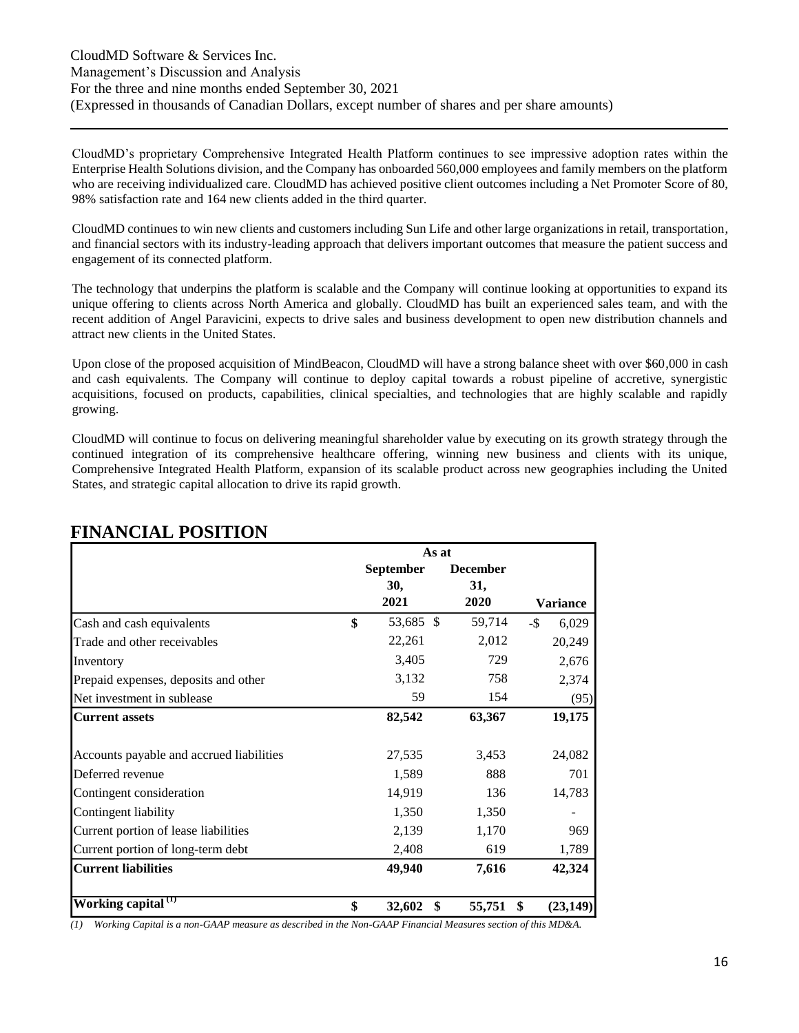CloudMD's proprietary Comprehensive Integrated Health Platform continues to see impressive adoption rates within the Enterprise Health Solutions division, and the Company has onboarded 560,000 employees and family members on the platform who are receiving individualized care. CloudMD has achieved positive client outcomes including a Net Promoter Score of 80, 98% satisfaction rate and 164 new clients added in the third quarter.

CloudMD continues to win new clients and customers including Sun Life and other large organizations in retail, transportation, and financial sectors with its industry-leading approach that delivers important outcomes that measure the patient success and engagement of its connected platform.

The technology that underpins the platform is scalable and the Company will continue looking at opportunities to expand its unique offering to clients across North America and globally. CloudMD has built an experienced sales team, and with the recent addition of Angel Paravicini, expects to drive sales and business development to open new distribution channels and attract new clients in the United States.

Upon close of the proposed acquisition of MindBeacon, CloudMD will have a strong balance sheet with over $60,000 in cash and cash equivalents. The Company will continue to deploy capital towards a robust pipeline of accretive, synergistic acquisitions, focused on products, capabilities, clinical specialties, and technologies that are highly scalable and rapidly growing.

CloudMD will continue to focus on delivering meaningful shareholder value by executing on its growth strategy through the continued integration of its comprehensive healthcare offering, winning new business and clients with its unique, Comprehensive Integrated Health Platform, expansion of its scalable product across new geographies including the United States, and strategic capital allocation to drive its rapid growth.

# FINANCIAL POSITION

| | As at | | |
|---|---|---|---|
| | September 30, 2021 | December 31, 2020 | Variance |
| Cash and cash equivalents | $ 53,685 | $ 59,714 | -$ 6,029 |
| Trade and other receivables | 22,261 | 2,012 | 20,249 |
| Inventory | 3,405 | 729 | 2,676 |
| Prepaid expenses, deposits and other | 3,132 | 758 | 2,374 |
| Net investment in sublease | 59 | 154 | (95) |
| **Current assets** | **82,542** | **63,367** | **19,175** |
| Accounts payable and accrued liabilities | 27,535 | 3,453 | 24,082 |
| Deferred revenue | 1,589 | 888 | 701 |
| Contingent consideration | 14,919 | 136 | 14,783 |
| Contingent liability | 1,350 | 1,350 | - |
| Current portion of lease liabilities | 2,139 | 1,170 | 969 |
| Current portion of long-term debt | 2,408 | 619 | 1,789 |
| **Current liabilities** | **49,940** | **7,616** | **42,324** |
| **Working capital (1)** | **$ 32,602** | **$ 55,751** | **$ (23,149)** |

*(1) Working Capital is a non-GAAP measure as described in the Non-GAAP Financial Measures section of this MD&A.*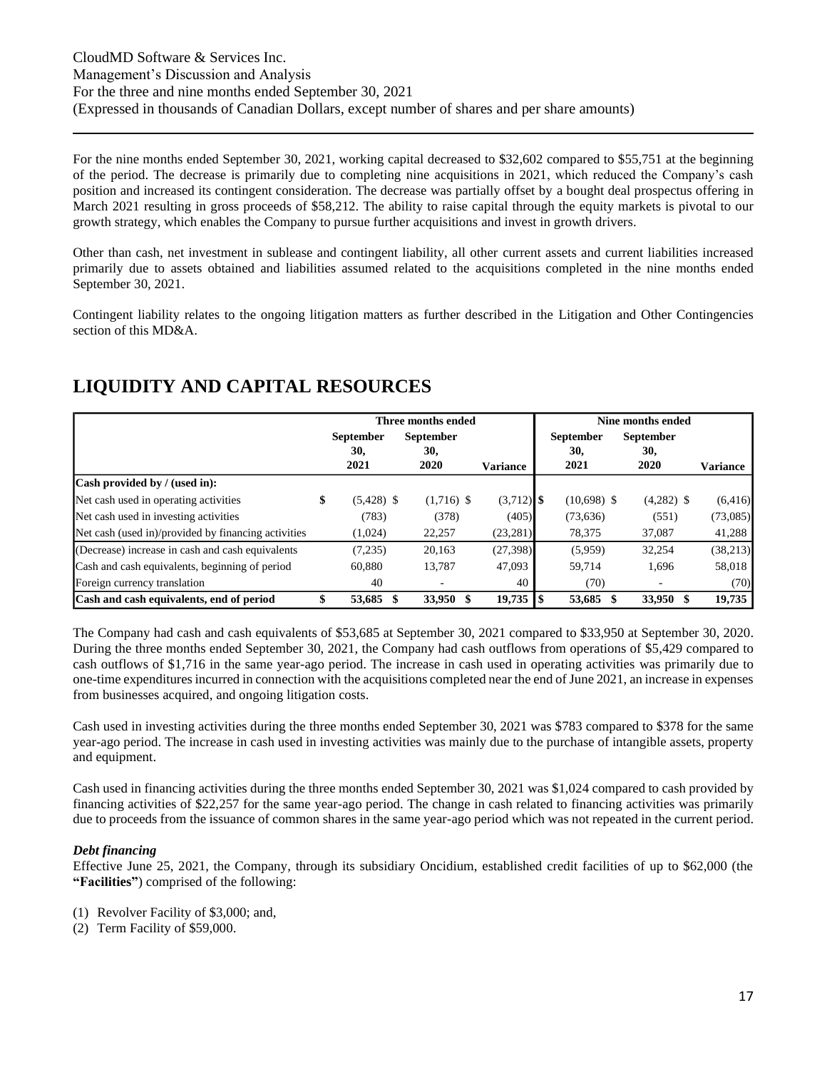For the nine months ended September 30, 2021, working capital decreased to $32,602 compared to $55,751 at the beginning of the period. The decrease is primarily due to completing nine acquisitions in 2021, which reduced the Company's cash position and increased its contingent consideration. The decrease was partially offset by a bought deal prospectus offering in March 2021 resulting in gross proceeds of $58,212. The ability to raise capital through the equity markets is pivotal to our growth strategy, which enables the Company to pursue further acquisitions and invest in growth drivers.

Other than cash, net investment in sublease and contingent liability, all other current assets and current liabilities increased primarily due to assets obtained and liabilities assumed related to the acquisitions completed in the nine months ended September 30, 2021.

Contingent liability relates to the ongoing litigation matters as further described in the Litigation and Other Contingencies section of this MD&A.

# LIQUIDITY AND CAPITAL RESOURCES

| | Three months ended | | | Nine months ended | | |
|---|---|---|---|---|---|---|
| | September 30, 2021 | September 30, 2020 | Variance | September 30, 2021 | September 30, 2020 | Variance |
| **Cash provided by / (used in):** | | | | | | |
| Net cash used in operating activities | $ (5,428) | $ (1,716) | $ (3,712) | $ (10,698) | $ (4,282) | $ (6,416) |
| Net cash used in investing activities | (783) | (378) | (405) | (73,636) | (551) | (73,085) |
| Net cash (used in)/provided by financing activities | (1,024) | 22,257 | (23,281) | 78,375 | 37,087 | 41,288 |
| (Decrease) increase in cash and cash equivalents | (7,235) | 20,163 | (27,398) | (5,959) | 32,254 | (38,213) |
| Cash and cash equivalents, beginning of period | 60,880 | 13,787 | 47,093 | 59,714 | 1,696 | 58,018 |
| Foreign currency translation | 40 | - | 40 | (70) | - | (70) |
| **Cash and cash equivalents, end of period** | **$ 53,685** | **$ 33,950** | **$ 19,735** | **$ 53,685** | **$ 33,950** | **$ 19,735** |

The Company had cash and cash equivalents of $53,685 at September 30, 2021 compared to $33,950 at September 30, 2020. During the three months ended September 30, 2021, the Company had cash outflows from operations of $5,429 compared to cash outflows of $1,716 in the same year-ago period. The increase in cash used in operating activities was primarily due to one-time expenditures incurred in connection with the acquisitions completed near the end of June 2021, an increase in expenses from businesses acquired, and ongoing litigation costs.

Cash used in investing activities during the three months ended September 30, 2021 was $783 compared to $378 for the same year-ago period. The increase in cash used in investing activities was mainly due to the purchase of intangible assets, property and equipment.

Cash used in financing activities during the three months ended September 30, 2021 was $1,024 compared to cash provided by financing activities of $22,257 for the same year-ago period. The change in cash related to financing activities was primarily due to proceeds from the issuance of common shares in the same year-ago period which was not repeated in the current period.

### *Debt financing*

Effective June 25, 2021, the Company, through its subsidiary Oncidium, established credit facilities of up to $62,000 (the **"Facilities"**) comprised of the following:

(1) Revolver Facility of $3,000; and,
(2) Term Facility of $59,000.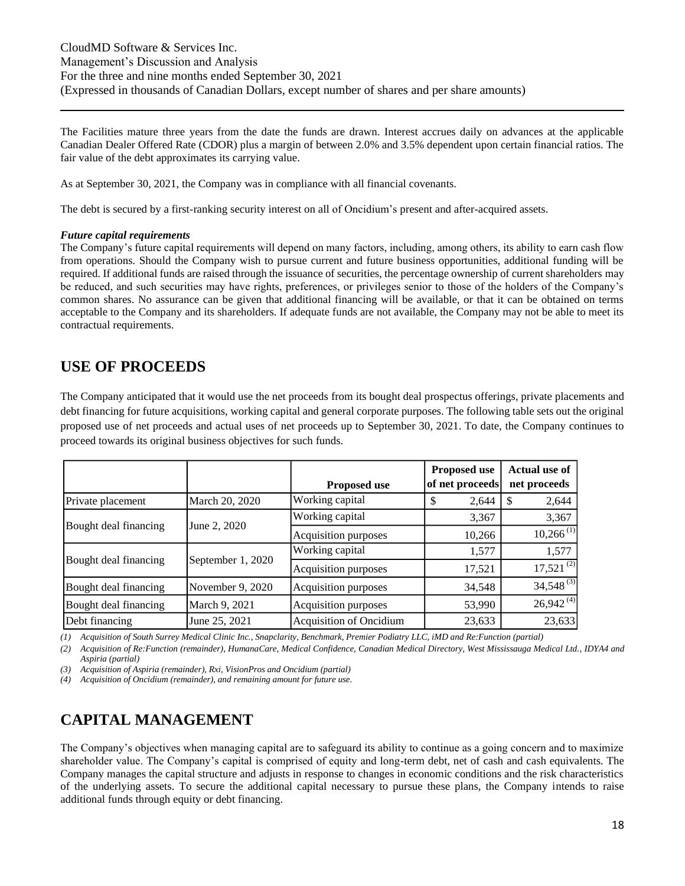The Facilities mature three years from the date the funds are drawn. Interest accrues daily on advances at the applicable Canadian Dealer Offered Rate (CDOR) plus a margin of between 2.0% and 3.5% dependent upon certain financial ratios. The fair value of the debt approximates its carrying value.

As at September 30, 2021, the Company was in compliance with all financial covenants.

The debt is secured by a first-ranking security interest on all of Oncidium's present and after-acquired assets.

***Future capital requirements***

The Company's future capital requirements will depend on many factors, including, among others, its ability to earn cash flow from operations. Should the Company wish to pursue current and future business opportunities, additional funding will be required. If additional funds are raised through the issuance of securities, the percentage ownership of current shareholders may be reduced, and such securities may have rights, preferences, or privileges senior to those of the holders of the Company's common shares. No assurance can be given that additional financing will be available, or that it can be obtained on terms acceptable to the Company and its shareholders. If adequate funds are not available, the Company may not be able to meet its contractual requirements.

# USE OF PROCEEDS

The Company anticipated that it would use the net proceeds from its bought deal prospectus offerings, private placements and debt financing for future acquisitions, working capital and general corporate purposes. The following table sets out the original proposed use of net proceeds and actual uses of net proceeds up to September 30, 2021. To date, the Company continues to proceed towards its original business objectives for such funds.

| | | Proposed use | Proposed use of net proceeds | Actual use of net proceeds |
|---|---|---|---|---|
| Private placement | March 20, 2020 | Working capital | $ 2,644 | $ 2,644 |
| Bought deal financing | June 2, 2020 | Working capital | 3,367 | 3,367 |
| | | Acquisition purposes | 10,266 | 10,266 (1) |
| Bought deal financing | September 1, 2020 | Working capital | 1,577 | 1,577 |
| | | Acquisition purposes | 17,521 | 17,521 (2) |
| Bought deal financing | November 9, 2020 | Acquisition purposes | 34,548 | 34,548 (3) |
| Bought deal financing | March 9, 2021 | Acquisition purposes | 53,990 | 26,942 (4) |
| Debt financing | June 25, 2021 | Acquisition of Oncidium | 23,633 | 23,633 |

*(1) Acquisition of South Surrey Medical Clinic Inc., Snapclarity, Benchmark, Premier Podiatry LLC, iMD and Re:Function (partial)*

*(2) Acquisition of Re:Function (remainder), HumanaCare, Medical Confidence, Canadian Medical Directory, West Mississauga Medical Ltd., IDYA4 and Aspiria (partial)*

*(3) Acquisition of Aspiria (remainder), Rxi, VisionPros and Oncidium (partial)*

*(4) Acquisition of Oncidium (remainder), and remaining amount for future use.*

# CAPITAL MANAGEMENT

The Company's objectives when managing capital are to safeguard its ability to continue as a going concern and to maximize shareholder value. The Company's capital is comprised of equity and long-term debt, net of cash and cash equivalents. The Company manages the capital structure and adjusts in response to changes in economic conditions and the risk characteristics of the underlying assets. To secure the additional capital necessary to pursue these plans, the Company intends to raise additional funds through equity or debt financing.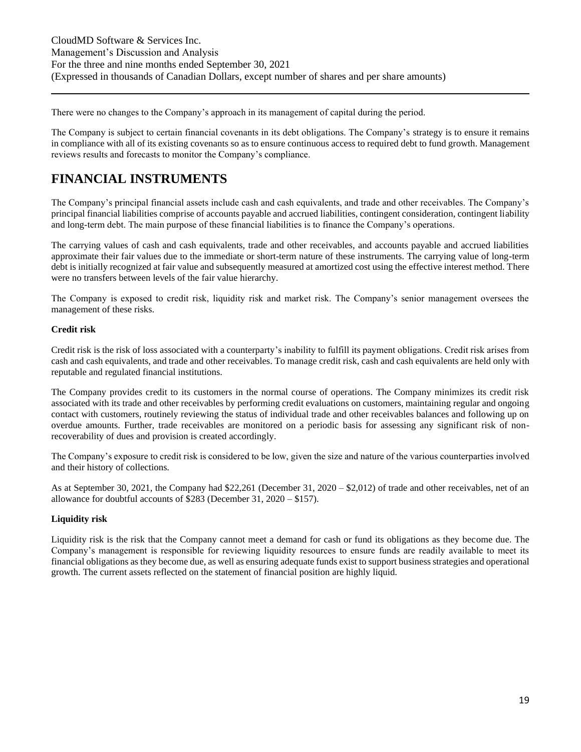There were no changes to the Company's approach in its management of capital during the period.

The Company is subject to certain financial covenants in its debt obligations. The Company's strategy is to ensure it remains in compliance with all of its existing covenants so as to ensure continuous access to required debt to fund growth. Management reviews results and forecasts to monitor the Company's compliance.

# FINANCIAL INSTRUMENTS

The Company's principal financial assets include cash and cash equivalents, and trade and other receivables. The Company's principal financial liabilities comprise of accounts payable and accrued liabilities, contingent consideration, contingent liability and long-term debt. The main purpose of these financial liabilities is to finance the Company's operations.

The carrying values of cash and cash equivalents, trade and other receivables, and accounts payable and accrued liabilities approximate their fair values due to the immediate or short-term nature of these instruments. The carrying value of long-term debt is initially recognized at fair value and subsequently measured at amortized cost using the effective interest method. There were no transfers between levels of the fair value hierarchy.

The Company is exposed to credit risk, liquidity risk and market risk. The Company's senior management oversees the management of these risks.

**Credit risk**

Credit risk is the risk of loss associated with a counterparty's inability to fulfill its payment obligations. Credit risk arises from cash and cash equivalents, and trade and other receivables. To manage credit risk, cash and cash equivalents are held only with reputable and regulated financial institutions.

The Company provides credit to its customers in the normal course of operations. The Company minimizes its credit risk associated with its trade and other receivables by performing credit evaluations on customers, maintaining regular and ongoing contact with customers, routinely reviewing the status of individual trade and other receivables balances and following up on overdue amounts. Further, trade receivables are monitored on a periodic basis for assessing any significant risk of non-recoverability of dues and provision is created accordingly.

The Company's exposure to credit risk is considered to be low, given the size and nature of the various counterparties involved and their history of collections.

As at September 30, 2021, the Company had $22,261 (December 31, 2020 – $2,012) of trade and other receivables, net of an allowance for doubtful accounts of $283 (December 31, 2020 – $157).

**Liquidity risk**

Liquidity risk is the risk that the Company cannot meet a demand for cash or fund its obligations as they become due. The Company's management is responsible for reviewing liquidity resources to ensure funds are readily available to meet its financial obligations as they become due, as well as ensuring adequate funds exist to support business strategies and operational growth. The current assets reflected on the statement of financial position are highly liquid.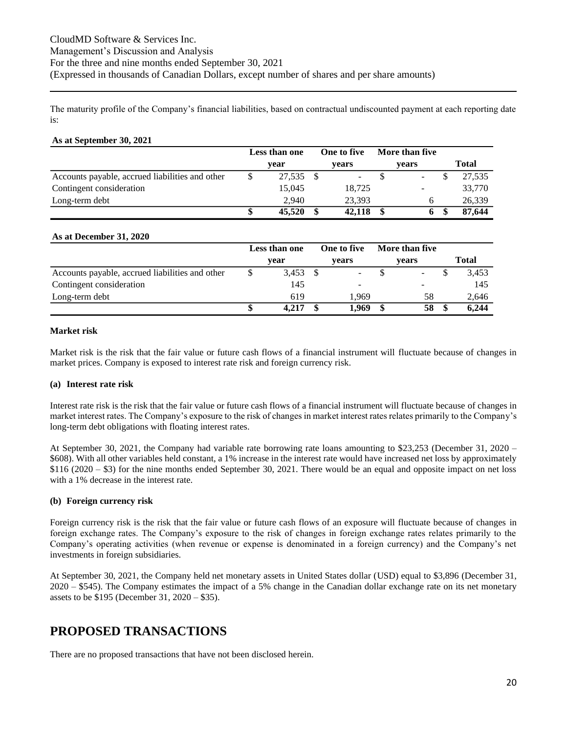The maturity profile of the Company's financial liabilities, based on contractual undiscounted payment at each reporting date is:

**As at September 30, 2021**

| | Less than one year | One to five years | More than five years | Total |
|---|---|---|---|---|
| Accounts payable, accrued liabilities and other | $ 27,535 | $ - | $ - | $ 27,535 |
| Contingent consideration | 15,045 | 18,725 | - | 33,770 |
| Long-term debt | 2,940 | 23,393 | 6 | 26,339 |
| | **$ 45,520** | **$ 42,118** | **$ 6** | **$ 87,644** |

**As at December 31, 2020**

| | Less than one year | One to five years | More than five years | Total |
|---|---|---|---|---|
| Accounts payable, accrued liabilities and other | $ 3,453 | $ - | $ - | $ 3,453 |
| Contingent consideration | 145 | - | - | 145 |
| Long-term debt | 619 | 1,969 | 58 | 2,646 |
| | **$ 4,217** | **$ 1,969** | **$ 58** | **$ 6,244** |

**Market risk**

Market risk is the risk that the fair value or future cash flows of a financial instrument will fluctuate because of changes in market prices. Company is exposed to interest rate risk and foreign currency risk.

**(a) Interest rate risk**

Interest rate risk is the risk that the fair value or future cash flows of a financial instrument will fluctuate because of changes in market interest rates. The Company's exposure to the risk of changes in market interest rates relates primarily to the Company's long-term debt obligations with floating interest rates.

At September 30, 2021, the Company had variable rate borrowing rate loans amounting to $23,253 (December 31, 2020 – $608). With all other variables held constant, a 1% increase in the interest rate would have increased net loss by approximately $116 (2020 – $3) for the nine months ended September 30, 2021. There would be an equal and opposite impact on net loss with a 1% decrease in the interest rate.

**(b) Foreign currency risk**

Foreign currency risk is the risk that the fair value or future cash flows of an exposure will fluctuate because of changes in foreign exchange rates. The Company's exposure to the risk of changes in foreign exchange rates relates primarily to the Company's operating activities (when revenue or expense is denominated in a foreign currency) and the Company's net investments in foreign subsidiaries.

At September 30, 2021, the Company held net monetary assets in United States dollar (USD) equal to $3,896 (December 31, 2020 – $545). The Company estimates the impact of a 5% change in the Canadian dollar exchange rate on its net monetary assets to be $195 (December 31, 2020 – $35).

# PROPOSED TRANSACTIONS

There are no proposed transactions that have not been disclosed herein.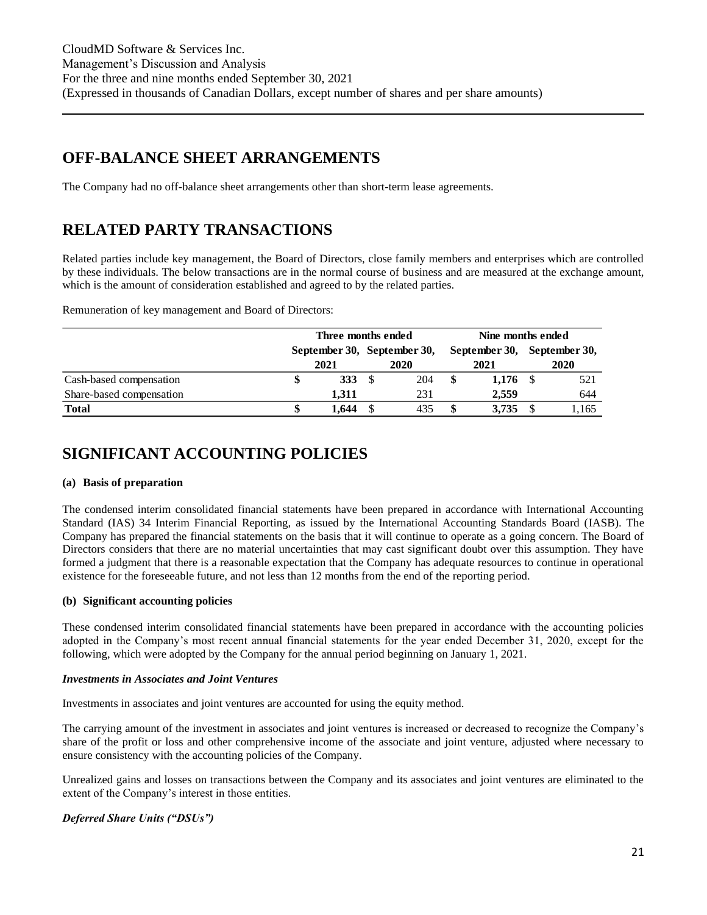## OFF-BALANCE SHEET ARRANGEMENTS

The Company had no off-balance sheet arrangements other than short-term lease agreements.

## RELATED PARTY TRANSACTIONS

Related parties include key management, the Board of Directors, close family members and enterprises which are controlled by these individuals. The below transactions are in the normal course of business and are measured at the exchange amount, which is the amount of consideration established and agreed to by the related parties.

Remuneration of key management and Board of Directors:

| | Three months ended | | Nine months ended | |
|---|---|---|---|---|
| | September 30, 2021 | September 30, 2020 | September 30, 2021 | September 30, 2020 |
| Cash-based compensation | **$ 333** | $ 204 | **$ 1,176** | $ 521 |
| Share-based compensation | **1,311** | 231 | **2,559** | 644 |
| **Total** | **$ 1,644** | $ 435 | **$ 3,735** | $ 1,165 |

## SIGNIFICANT ACCOUNTING POLICIES

#### (a) Basis of preparation

The condensed interim consolidated financial statements have been prepared in accordance with International Accounting Standard (IAS) 34 Interim Financial Reporting, as issued by the International Accounting Standards Board (IASB). The Company has prepared the financial statements on the basis that it will continue to operate as a going concern. The Board of Directors considers that there are no material uncertainties that may cast significant doubt over this assumption. They have formed a judgment that there is a reasonable expectation that the Company has adequate resources to continue in operational existence for the foreseeable future, and not less than 12 months from the end of the reporting period.

#### (b) Significant accounting policies

These condensed interim consolidated financial statements have been prepared in accordance with the accounting policies adopted in the Company's most recent annual financial statements for the year ended December 31, 2020, except for the following, which were adopted by the Company for the annual period beginning on January 1, 2021.

***Investments in Associates and Joint Ventures***

Investments in associates and joint ventures are accounted for using the equity method.

The carrying amount of the investment in associates and joint ventures is increased or decreased to recognize the Company's share of the profit or loss and other comprehensive income of the associate and joint venture, adjusted where necessary to ensure consistency with the accounting policies of the Company.

Unrealized gains and losses on transactions between the Company and its associates and joint ventures are eliminated to the extent of the Company's interest in those entities.

***Deferred Share Units ("DSUs")***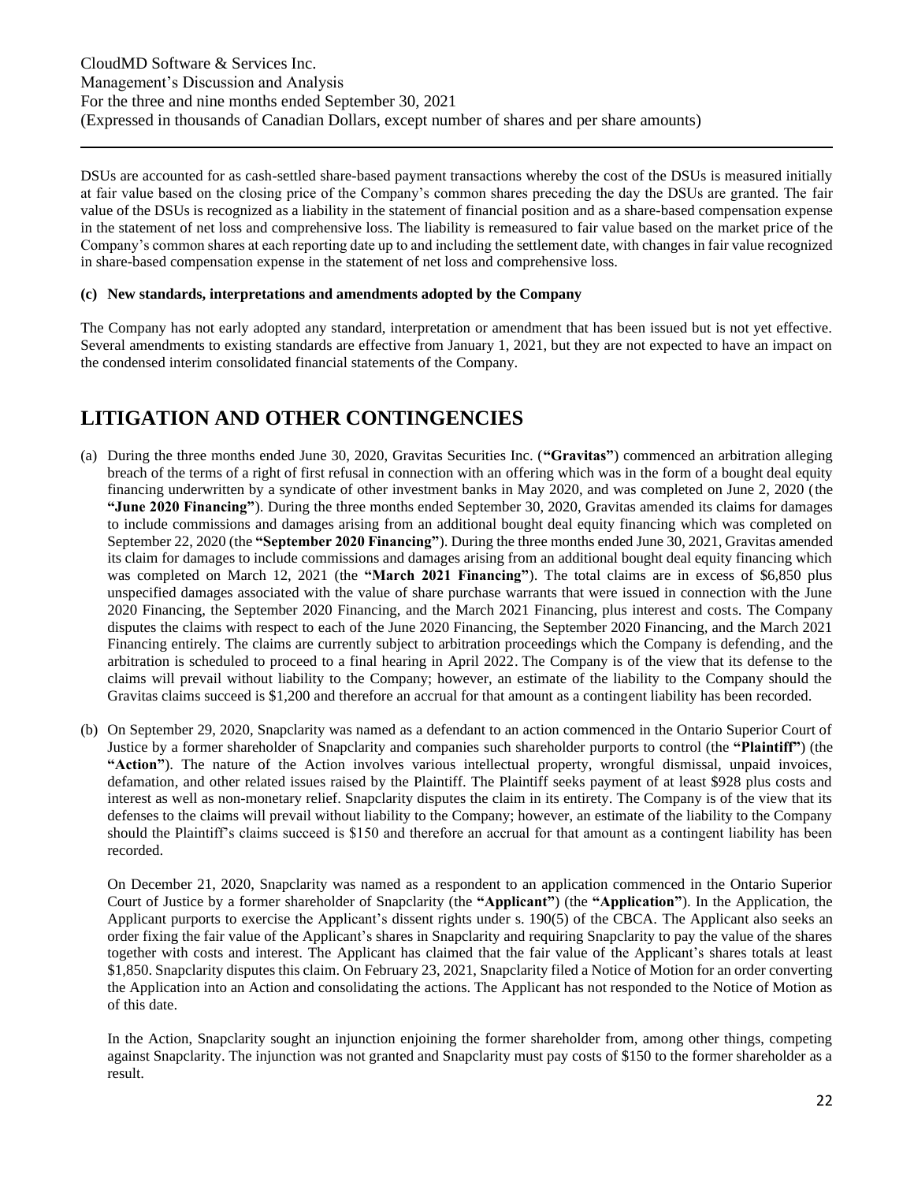DSUs are accounted for as cash-settled share-based payment transactions whereby the cost of the DSUs is measured initially at fair value based on the closing price of the Company's common shares preceding the day the DSUs are granted. The fair value of the DSUs is recognized as a liability in the statement of financial position and as a share-based compensation expense in the statement of net loss and comprehensive loss. The liability is remeasured to fair value based on the market price of the Company's common shares at each reporting date up to and including the settlement date, with changes in fair value recognized in share-based compensation expense in the statement of net loss and comprehensive loss.

**(c) New standards, interpretations and amendments adopted by the Company**

The Company has not early adopted any standard, interpretation or amendment that has been issued but is not yet effective. Several amendments to existing standards are effective from January 1, 2021, but they are not expected to have an impact on the condensed interim consolidated financial statements of the Company.

# LITIGATION AND OTHER CONTINGENCIES

(a) During the three months ended June 30, 2020, Gravitas Securities Inc. (**"Gravitas"**) commenced an arbitration alleging breach of the terms of a right of first refusal in connection with an offering which was in the form of a bought deal equity financing underwritten by a syndicate of other investment banks in May 2020, and was completed on June 2, 2020 (the **"June 2020 Financing"**). During the three months ended September 30, 2020, Gravitas amended its claims for damages to include commissions and damages arising from an additional bought deal equity financing which was completed on September 22, 2020 (the **"September 2020 Financing"**). During the three months ended June 30, 2021, Gravitas amended its claim for damages to include commissions and damages arising from an additional bought deal equity financing which was completed on March 12, 2021 (the **"March 2021 Financing"**). The total claims are in excess of \$6,850 plus unspecified damages associated with the value of share purchase warrants that were issued in connection with the June 2020 Financing, the September 2020 Financing, and the March 2021 Financing, plus interest and costs. The Company disputes the claims with respect to each of the June 2020 Financing, the September 2020 Financing, and the March 2021 Financing entirely. The claims are currently subject to arbitration proceedings which the Company is defending, and the arbitration is scheduled to proceed to a final hearing in April 2022. The Company is of the view that its defense to the claims will prevail without liability to the Company; however, an estimate of the liability to the Company should the Gravitas claims succeed is \$1,200 and therefore an accrual for that amount as a contingent liability has been recorded.

(b) On September 29, 2020, Snapclarity was named as a defendant to an action commenced in the Ontario Superior Court of Justice by a former shareholder of Snapclarity and companies such shareholder purports to control (the **"Plaintiff"**) (the **"Action"**). The nature of the Action involves various intellectual property, wrongful dismissal, unpaid invoices, defamation, and other related issues raised by the Plaintiff. The Plaintiff seeks payment of at least \$928 plus costs and interest as well as non-monetary relief. Snapclarity disputes the claim in its entirety. The Company is of the view that its defenses to the claims will prevail without liability to the Company; however, an estimate of the liability to the Company should the Plaintiff's claims succeed is \$150 and therefore an accrual for that amount as a contingent liability has been recorded.

   On December 21, 2020, Snapclarity was named as a respondent to an application commenced in the Ontario Superior Court of Justice by a former shareholder of Snapclarity (the **"Applicant"**) (the **"Application"**). In the Application, the Applicant purports to exercise the Applicant's dissent rights under s. 190(5) of the CBCA. The Applicant also seeks an order fixing the fair value of the Applicant's shares in Snapclarity and requiring Snapclarity to pay the value of the shares together with costs and interest. The Applicant has claimed that the fair value of the Applicant's shares totals at least \$1,850. Snapclarity disputes this claim. On February 23, 2021, Snapclarity filed a Notice of Motion for an order converting the Application into an Action and consolidating the actions. The Applicant has not responded to the Notice of Motion as of this date.

   In the Action, Snapclarity sought an injunction enjoining the former shareholder from, among other things, competing against Snapclarity. The injunction was not granted and Snapclarity must pay costs of \$150 to the former shareholder as a result.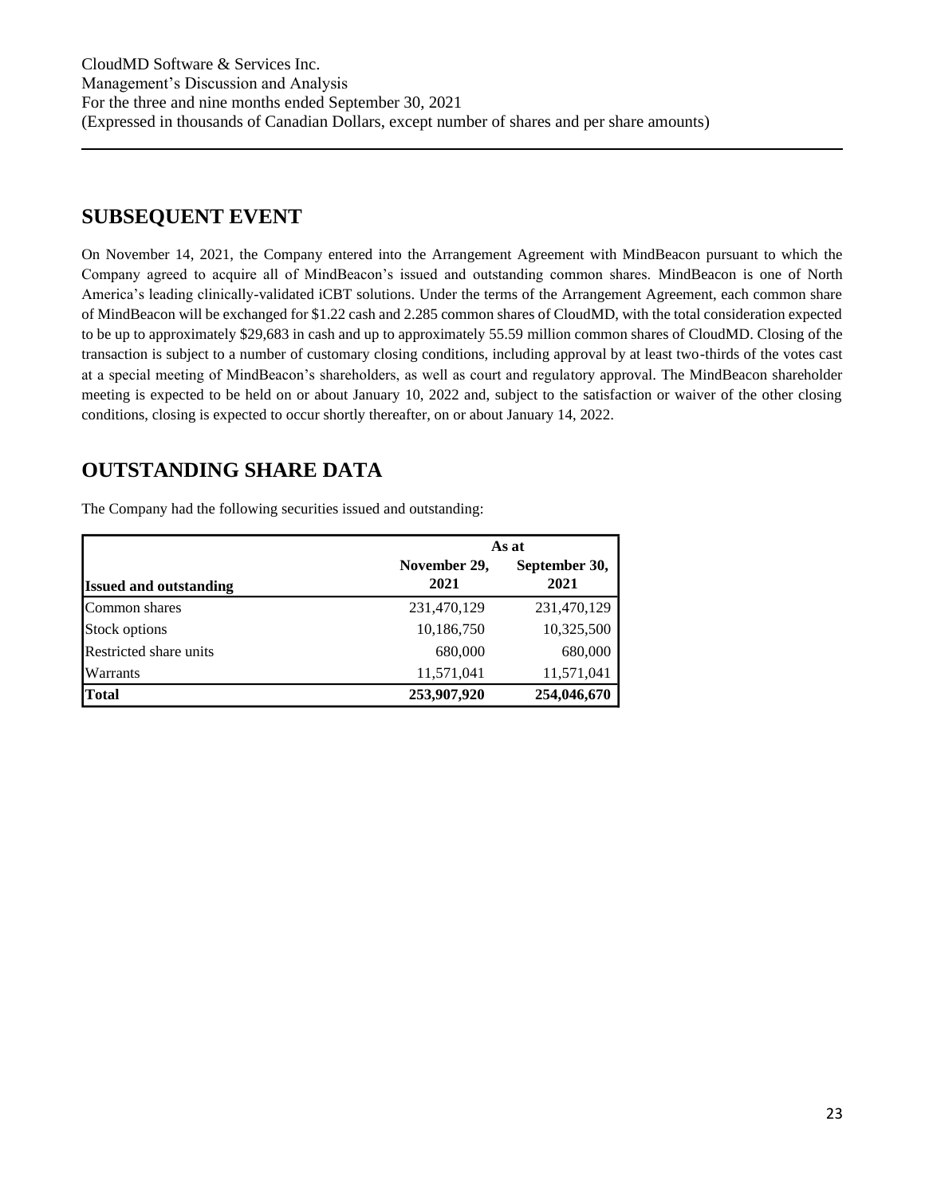## SUBSEQUENT EVENT

On November 14, 2021, the Company entered into the Arrangement Agreement with MindBeacon pursuant to which the Company agreed to acquire all of MindBeacon's issued and outstanding common shares. MindBeacon is one of North America's leading clinically-validated iCBT solutions. Under the terms of the Arrangement Agreement, each common share of MindBeacon will be exchanged for $1.22 cash and 2.285 common shares of CloudMD, with the total consideration expected to be up to approximately $29,683 in cash and up to approximately 55.59 million common shares of CloudMD. Closing of the transaction is subject to a number of customary closing conditions, including approval by at least two-thirds of the votes cast at a special meeting of MindBeacon's shareholders, as well as court and regulatory approval. The MindBeacon shareholder meeting is expected to be held on or about January 10, 2022 and, subject to the satisfaction or waiver of the other closing conditions, closing is expected to occur shortly thereafter, on or about January 14, 2022.

## OUTSTANDING SHARE DATA

The Company had the following securities issued and outstanding:

| | As at | |
|---|---|---|
| **Issued and outstanding** | **November 29, 2021** | **September 30, 2021** |
| Common shares | 231,470,129 | 231,470,129 |
| Stock options | 10,186,750 | 10,325,500 |
| Restricted share units | 680,000 | 680,000 |
| Warrants | 11,571,041 | 11,571,041 |
| **Total** | **253,907,920** | **254,046,670** |